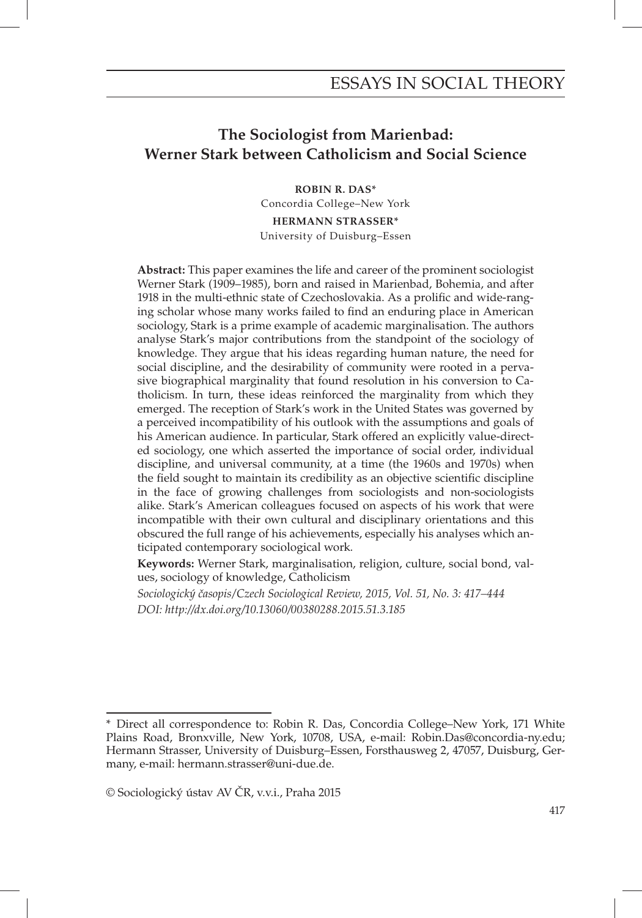# The Sociologist from Marienbad: Werner Stark between Catholicism and Social Science

**ROBIN R. DAS***
Concordia College–New York

**HERMANN STRASSER***
University of Duisburg–Essen

**Abstract:** This paper examines the life and career of the prominent sociologist Werner Stark (1909–1985), born and raised in Marienbad, Bohemia, and after 1918 in the multi-ethnic state of Czechoslovakia. As a prolific and wide-ranging scholar whose many works failed to find an enduring place in American sociology, Stark is a prime example of academic marginalisation. The authors analyse Stark's major contributions from the standpoint of the sociology of knowledge. They argue that his ideas regarding human nature, the need for social discipline, and the desirability of community were rooted in a pervasive biographical marginality that found resolution in his conversion to Catholicism. In turn, these ideas reinforced the marginality from which they emerged. The reception of Stark's work in the United States was governed by a perceived incompatibility of his outlook with the assumptions and goals of his American audience. In particular, Stark offered an explicitly value-directed sociology, one which asserted the importance of social order, individual discipline, and universal community, at a time (the 1960s and 1970s) when the field sought to maintain its credibility as an objective scientific discipline in the face of growing challenges from sociologists and non-sociologists alike. Stark's American colleagues focused on aspects of his work that were incompatible with their own cultural and disciplinary orientations and this obscured the full range of his achievements, especially his analyses which anticipated contemporary sociological work.

**Keywords:** Werner Stark, marginalisation, religion, culture, social bond, values, sociology of knowledge, Catholicism

*Sociologický časopis/Czech Sociological Review, 2015, Vol. 51, No. 3: 417–444*
*DOI: http://dx.doi.org/10.13060/00380288.2015.51.3.185*

---

\* Direct all correspondence to: Robin R. Das, Concordia College–New York, 171 White Plains Road, Bronxville, New York, 10708, USA, e-mail: Robin.Das@concordia-ny.edu; Hermann Strasser, University of Duisburg–Essen, Forsthausweg 2, 47057, Duisburg, Germany, e-mail: hermann.strasser@uni-due.de.

© Sociologický ústav AV ČR, v.v.i., Praha 2015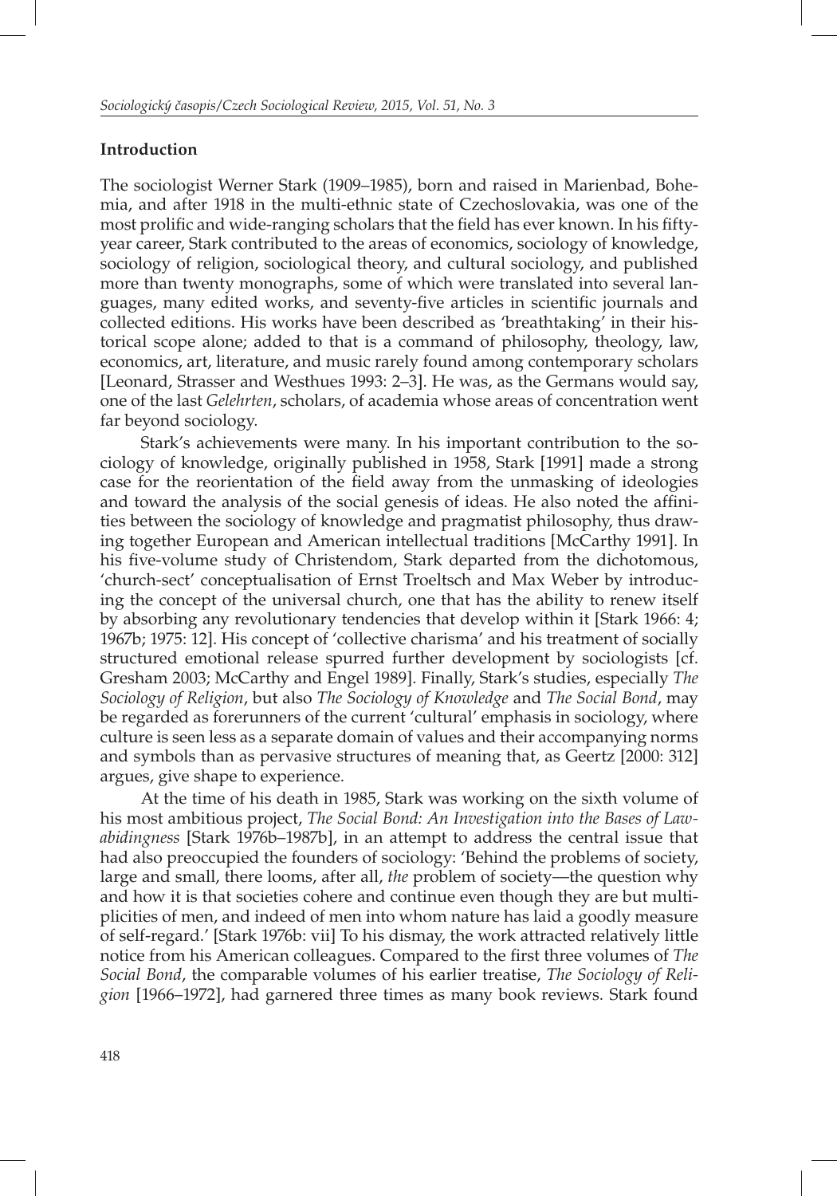## Introduction

The sociologist Werner Stark (1909–1985), born and raised in Marienbad, Bohemia, and after 1918 in the multi-ethnic state of Czechoslovakia, was one of the most prolific and wide-ranging scholars that the field has ever known. In his fifty-year career, Stark contributed to the areas of economics, sociology of knowledge, sociology of religion, sociological theory, and cultural sociology, and published more than twenty monographs, some of which were translated into several languages, many edited works, and seventy-five articles in scientific journals and collected editions. His works have been described as 'breathtaking' in their historical scope alone; added to that is a command of philosophy, theology, law, economics, art, literature, and music rarely found among contemporary scholars [Leonard, Strasser and Westhues 1993: 2–3]. He was, as the Germans would say, one of the last *Gelehrten*, scholars, of academia whose areas of concentration went far beyond sociology.

Stark's achievements were many. In his important contribution to the sociology of knowledge, originally published in 1958, Stark [1991] made a strong case for the reorientation of the field away from the unmasking of ideologies and toward the analysis of the social genesis of ideas. He also noted the affinities between the sociology of knowledge and pragmatist philosophy, thus drawing together European and American intellectual traditions [McCarthy 1991]. In his five-volume study of Christendom, Stark departed from the dichotomous, 'church-sect' conceptualisation of Ernst Troeltsch and Max Weber by introducing the concept of the universal church, one that has the ability to renew itself by absorbing any revolutionary tendencies that develop within it [Stark 1966: 4; 1967b; 1975: 12]. His concept of 'collective charisma' and his treatment of socially structured emotional release spurred further development by sociologists [cf. Gresham 2003; McCarthy and Engel 1989]. Finally, Stark's studies, especially *The Sociology of Religion*, but also *The Sociology of Knowledge* and *The Social Bond*, may be regarded as forerunners of the current 'cultural' emphasis in sociology, where culture is seen less as a separate domain of values and their accompanying norms and symbols than as pervasive structures of meaning that, as Geertz [2000: 312] argues, give shape to experience.

At the time of his death in 1985, Stark was working on the sixth volume of his most ambitious project, *The Social Bond: An Investigation into the Bases of Law-abidingness* [Stark 1976b–1987b], in an attempt to address the central issue that had also preoccupied the founders of sociology: 'Behind the problems of society, large and small, there looms, after all, *the* problem of society—the question why and how it is that societies cohere and continue even though they are but multiplicities of men, and indeed of men into whom nature has laid a goodly measure of self-regard.' [Stark 1976b: vii] To his dismay, the work attracted relatively little notice from his American colleagues. Compared to the first three volumes of *The Social Bond*, the comparable volumes of his earlier treatise, *The Sociology of Religion* [1966–1972], had garnered three times as many book reviews. Stark found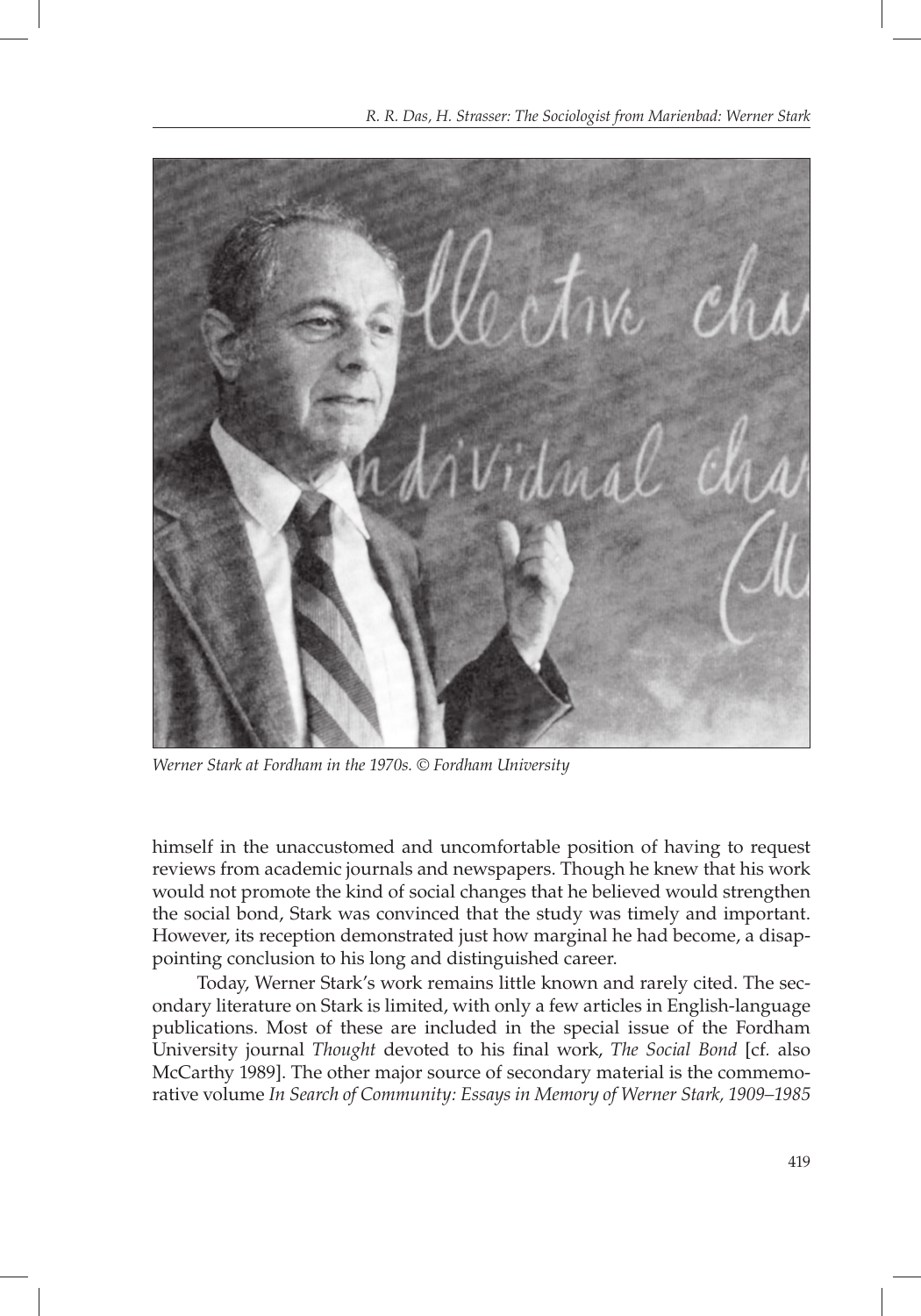*Werner Stark at Fordham in the 1970s. © Fordham University*

himself in the unaccustomed and uncomfortable position of having to request reviews from academic journals and newspapers. Though he knew that his work would not promote the kind of social changes that he believed would strengthen the social bond, Stark was convinced that the study was timely and important. However, its reception demonstrated just how marginal he had become, a disappointing conclusion to his long and distinguished career.

Today, Werner Stark's work remains little known and rarely cited. The secondary literature on Stark is limited, with only a few articles in English-language publications. Most of these are included in the special issue of the Fordham University journal *Thought* devoted to his final work, *The Social Bond* [cf. also McCarthy 1989]. The other major source of secondary material is the commemorative volume *In Search of Community: Essays in Memory of Werner Stark, 1909–1985*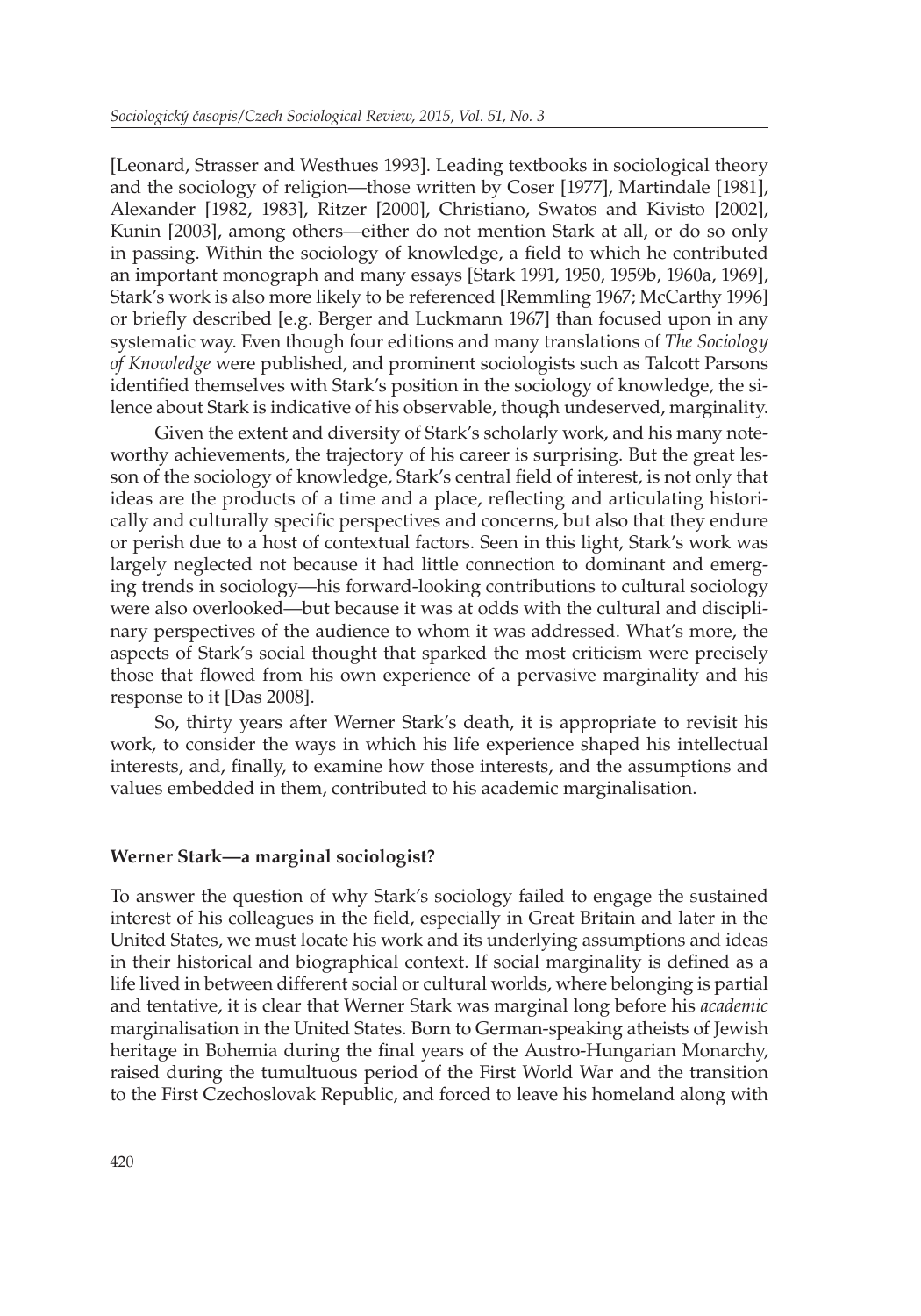[Leonard, Strasser and Westhues 1993]. Leading textbooks in sociological theory and the sociology of religion—those written by Coser [1977], Martindale [1981], Alexander [1982, 1983], Ritzer [2000], Christiano, Swatos and Kivisto [2002], Kunin [2003], among others—either do not mention Stark at all, or do so only in passing. Within the sociology of knowledge, a field to which he contributed an important monograph and many essays [Stark 1991, 1950, 1959b, 1960a, 1969], Stark's work is also more likely to be referenced [Remmling 1967; McCarthy 1996] or briefly described [e.g. Berger and Luckmann 1967] than focused upon in any systematic way. Even though four editions and many translations of *The Sociology of Knowledge* were published, and prominent sociologists such as Talcott Parsons identified themselves with Stark's position in the sociology of knowledge, the silence about Stark is indicative of his observable, though undeserved, marginality.

Given the extent and diversity of Stark's scholarly work, and his many noteworthy achievements, the trajectory of his career is surprising. But the great lesson of the sociology of knowledge, Stark's central field of interest, is not only that ideas are the products of a time and a place, reflecting and articulating historically and culturally specific perspectives and concerns, but also that they endure or perish due to a host of contextual factors. Seen in this light, Stark's work was largely neglected not because it had little connection to dominant and emerging trends in sociology—his forward-looking contributions to cultural sociology were also overlooked—but because it was at odds with the cultural and disciplinary perspectives of the audience to whom it was addressed. What's more, the aspects of Stark's social thought that sparked the most criticism were precisely those that flowed from his own experience of a pervasive marginality and his response to it [Das 2008].

So, thirty years after Werner Stark's death, it is appropriate to revisit his work, to consider the ways in which his life experience shaped his intellectual interests, and, finally, to examine how those interests, and the assumptions and values embedded in them, contributed to his academic marginalisation.

## Werner Stark—a marginal sociologist?

To answer the question of why Stark's sociology failed to engage the sustained interest of his colleagues in the field, especially in Great Britain and later in the United States, we must locate his work and its underlying assumptions and ideas in their historical and biographical context. If social marginality is defined as a life lived in between different social or cultural worlds, where belonging is partial and tentative, it is clear that Werner Stark was marginal long before his *academic* marginalisation in the United States. Born to German-speaking atheists of Jewish heritage in Bohemia during the final years of the Austro-Hungarian Monarchy, raised during the tumultuous period of the First World War and the transition to the First Czechoslovak Republic, and forced to leave his homeland along with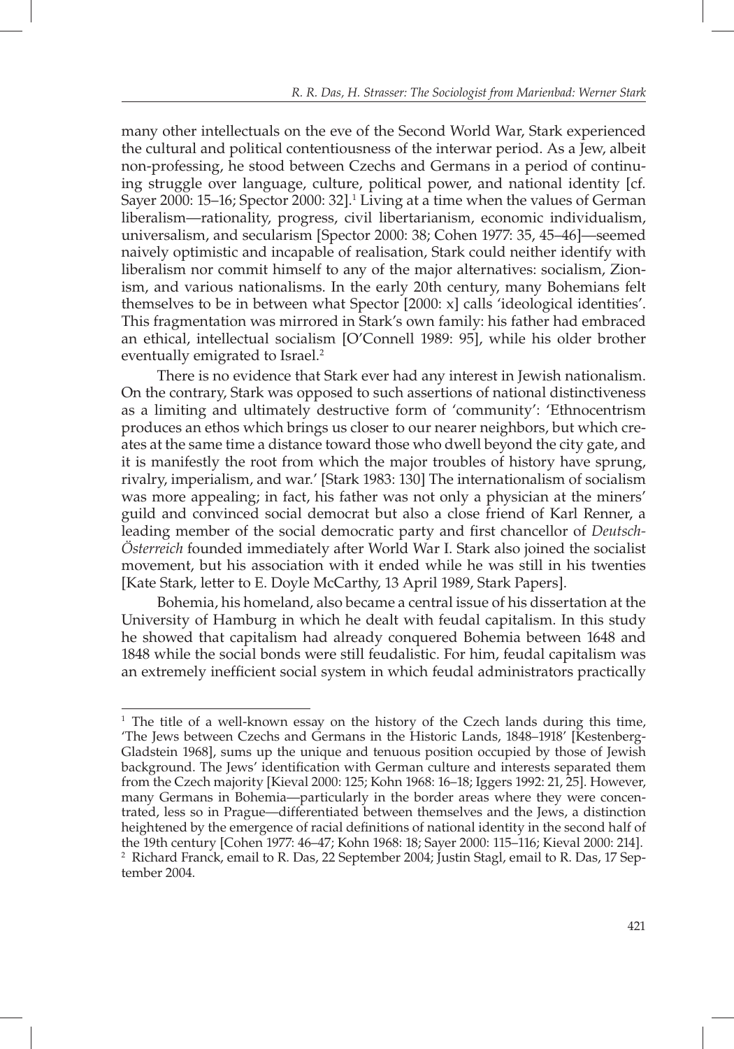many other intellectuals on the eve of the Second World War, Stark experienced the cultural and political contentiousness of the interwar period. As a Jew, albeit non-professing, he stood between Czechs and Germans in a period of continuing struggle over language, culture, political power, and national identity [cf. Sayer 2000: 15–16; Spector 2000: 32].[1] Living at a time when the values of German liberalism—rationality, progress, civil libertarianism, economic individualism, universalism, and secularism [Spector 2000: 38; Cohen 1977: 35, 45–46]—seemed naively optimistic and incapable of realisation, Stark could neither identify with liberalism nor commit himself to any of the major alternatives: socialism, Zionism, and various nationalisms. In the early 20th century, many Bohemians felt themselves to be in between what Spector [2000: x] calls 'ideological identities'. This fragmentation was mirrored in Stark's own family: his father had embraced an ethical, intellectual socialism [O'Connell 1989: 95], while his older brother eventually emigrated to Israel.[2]

There is no evidence that Stark ever had any interest in Jewish nationalism. On the contrary, Stark was opposed to such assertions of national distinctiveness as a limiting and ultimately destructive form of 'community': 'Ethnocentrism produces an ethos which brings us closer to our nearer neighbors, but which creates at the same time a distance toward those who dwell beyond the city gate, and it is manifestly the root from which the major troubles of history have sprung, rivalry, imperialism, and war.' [Stark 1983: 130] The internationalism of socialism was more appealing; in fact, his father was not only a physician at the miners' guild and convinced social democrat but also a close friend of Karl Renner, a leading member of the social democratic party and first chancellor of *Deutsch-Österreich* founded immediately after World War I. Stark also joined the socialist movement, but his association with it ended while he was still in his twenties [Kate Stark, letter to E. Doyle McCarthy, 13 April 1989, Stark Papers].

Bohemia, his homeland, also became a central issue of his dissertation at the University of Hamburg in which he dealt with feudal capitalism. In this study he showed that capitalism had already conquered Bohemia between 1648 and 1848 while the social bonds were still feudalistic. For him, feudal capitalism was an extremely inefficient social system in which feudal administrators practically

---

[1] The title of a well-known essay on the history of the Czech lands during this time, 'The Jews between Czechs and Germans in the Historic Lands, 1848–1918' [Kestenberg-Gladstein 1968], sums up the unique and tenuous position occupied by those of Jewish background. The Jews' identification with German culture and interests separated them from the Czech majority [Kieval 2000: 125; Kohn 1968: 16–18; Iggers 1992: 21, 25]. However, many Germans in Bohemia—particularly in the border areas where they were concentrated, less so in Prague—differentiated between themselves and the Jews, a distinction heightened by the emergence of racial definitions of national identity in the second half of the 19th century [Cohen 1977: 46–47; Kohn 1968: 18; Sayer 2000: 115–116; Kieval 2000: 214].

[2] Richard Franck, email to R. Das, 22 September 2004; Justin Stagl, email to R. Das, 17 September 2004.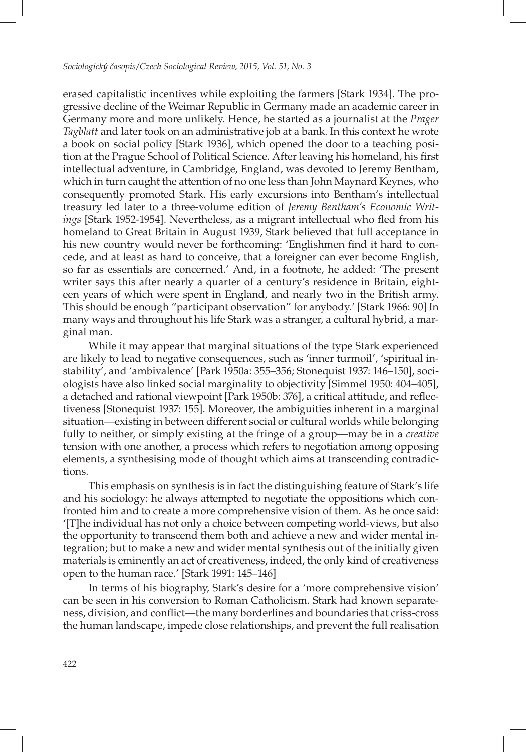erased capitalistic incentives while exploiting the farmers [Stark 1934]. The progressive decline of the Weimar Republic in Germany made an academic career in Germany more and more unlikely. Hence, he started as a journalist at the *Prager Tagblatt* and later took on an administrative job at a bank. In this context he wrote a book on social policy [Stark 1936], which opened the door to a teaching position at the Prague School of Political Science. After leaving his homeland, his first intellectual adventure, in Cambridge, England, was devoted to Jeremy Bentham, which in turn caught the attention of no one less than John Maynard Keynes, who consequently promoted Stark. His early excursions into Bentham's intellectual treasury led later to a three-volume edition of *Jeremy Bentham's Economic Writings* [Stark 1952-1954]. Nevertheless, as a migrant intellectual who fled from his homeland to Great Britain in August 1939, Stark believed that full acceptance in his new country would never be forthcoming: 'Englishmen find it hard to concede, and at least as hard to conceive, that a foreigner can ever become English, so far as essentials are concerned.' And, in a footnote, he added: 'The present writer says this after nearly a quarter of a century's residence in Britain, eighteen years of which were spent in England, and nearly two in the British army. This should be enough "participant observation" for anybody.' [Stark 1966: 90] In many ways and throughout his life Stark was a stranger, a cultural hybrid, a marginal man.

While it may appear that marginal situations of the type Stark experienced are likely to lead to negative consequences, such as 'inner turmoil', 'spiritual instability', and 'ambivalence' [Park 1950a: 355–356; Stonequist 1937: 146–150], sociologists have also linked social marginality to objectivity [Simmel 1950: 404–405], a detached and rational viewpoint [Park 1950b: 376], a critical attitude, and reflectiveness [Stonequist 1937: 155]. Moreover, the ambiguities inherent in a marginal situation—existing in between different social or cultural worlds while belonging fully to neither, or simply existing at the fringe of a group—may be in a *creative* tension with one another, a process which refers to negotiation among opposing elements, a synthesising mode of thought which aims at transcending contradictions.

This emphasis on synthesis is in fact the distinguishing feature of Stark's life and his sociology: he always attempted to negotiate the oppositions which confronted him and to create a more comprehensive vision of them. As he once said: '[T]he individual has not only a choice between competing world-views, but also the opportunity to transcend them both and achieve a new and wider mental integration; but to make a new and wider mental synthesis out of the initially given materials is eminently an act of creativeness, indeed, the only kind of creativeness open to the human race.' [Stark 1991: 145–146]

In terms of his biography, Stark's desire for a 'more comprehensive vision' can be seen in his conversion to Roman Catholicism. Stark had known separateness, division, and conflict—the many borderlines and boundaries that criss-cross the human landscape, impede close relationships, and prevent the full realisation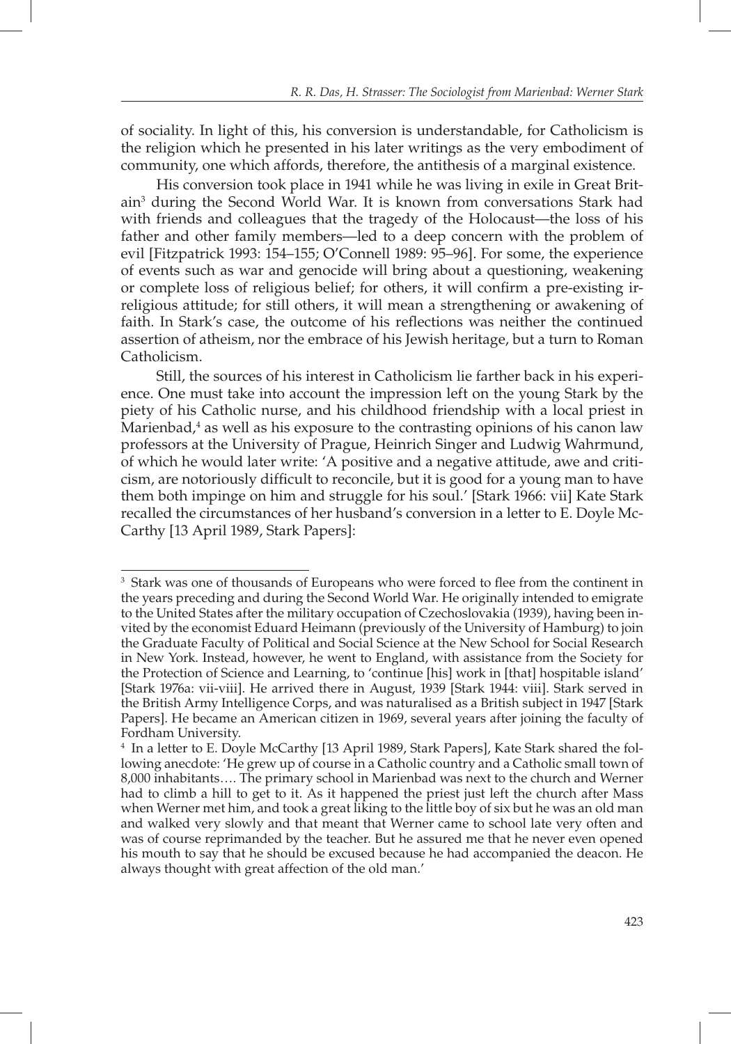of sociality. In light of this, his conversion is understandable, for Catholicism is the religion which he presented in his later writings as the very embodiment of community, one which affords, therefore, the antithesis of a marginal existence.

His conversion took place in 1941 while he was living in exile in Great Britain[3] during the Second World War. It is known from conversations Stark had with friends and colleagues that the tragedy of the Holocaust—the loss of his father and other family members—led to a deep concern with the problem of evil [Fitzpatrick 1993: 154–155; O'Connell 1989: 95–96]. For some, the experience of events such as war and genocide will bring about a questioning, weakening or complete loss of religious belief; for others, it will confirm a pre-existing irreligious attitude; for still others, it will mean a strengthening or awakening of faith. In Stark's case, the outcome of his reflections was neither the continued assertion of atheism, nor the embrace of his Jewish heritage, but a turn to Roman Catholicism.

Still, the sources of his interest in Catholicism lie farther back in his experience. One must take into account the impression left on the young Stark by the piety of his Catholic nurse, and his childhood friendship with a local priest in Marienbad,[4] as well as his exposure to the contrasting opinions of his canon law professors at the University of Prague, Heinrich Singer and Ludwig Wahrmund, of which he would later write: 'A positive and a negative attitude, awe and criticism, are notoriously difficult to reconcile, but it is good for a young man to have them both impinge on him and struggle for his soul.' [Stark 1966: vii] Kate Stark recalled the circumstances of her husband's conversion in a letter to E. Doyle McCarthy [13 April 1989, Stark Papers]:

---

[3] Stark was one of thousands of Europeans who were forced to flee from the continent in the years preceding and during the Second World War. He originally intended to emigrate to the United States after the military occupation of Czechoslovakia (1939), having been invited by the economist Eduard Heimann (previously of the University of Hamburg) to join the Graduate Faculty of Political and Social Science at the New School for Social Research in New York. Instead, however, he went to England, with assistance from the Society for the Protection of Science and Learning, to 'continue [his] work in [that] hospitable island' [Stark 1976a: vii-viii]. He arrived there in August, 1939 [Stark 1944: viii]. Stark served in the British Army Intelligence Corps, and was naturalised as a British subject in 1947 [Stark Papers]. He became an American citizen in 1969, several years after joining the faculty of Fordham University.

[4] In a letter to E. Doyle McCarthy [13 April 1989, Stark Papers], Kate Stark shared the following anecdote: 'He grew up of course in a Catholic country and a Catholic small town of 8,000 inhabitants…. The primary school in Marienbad was next to the church and Werner had to climb a hill to get to it. As it happened the priest just left the church after Mass when Werner met him, and took a great liking to the little boy of six but he was an old man and walked very slowly and that meant that Werner came to school late very often and was of course reprimanded by the teacher. But he assured me that he never even opened his mouth to say that he should be excused because he had accompanied the deacon. He always thought with great affection of the old man.'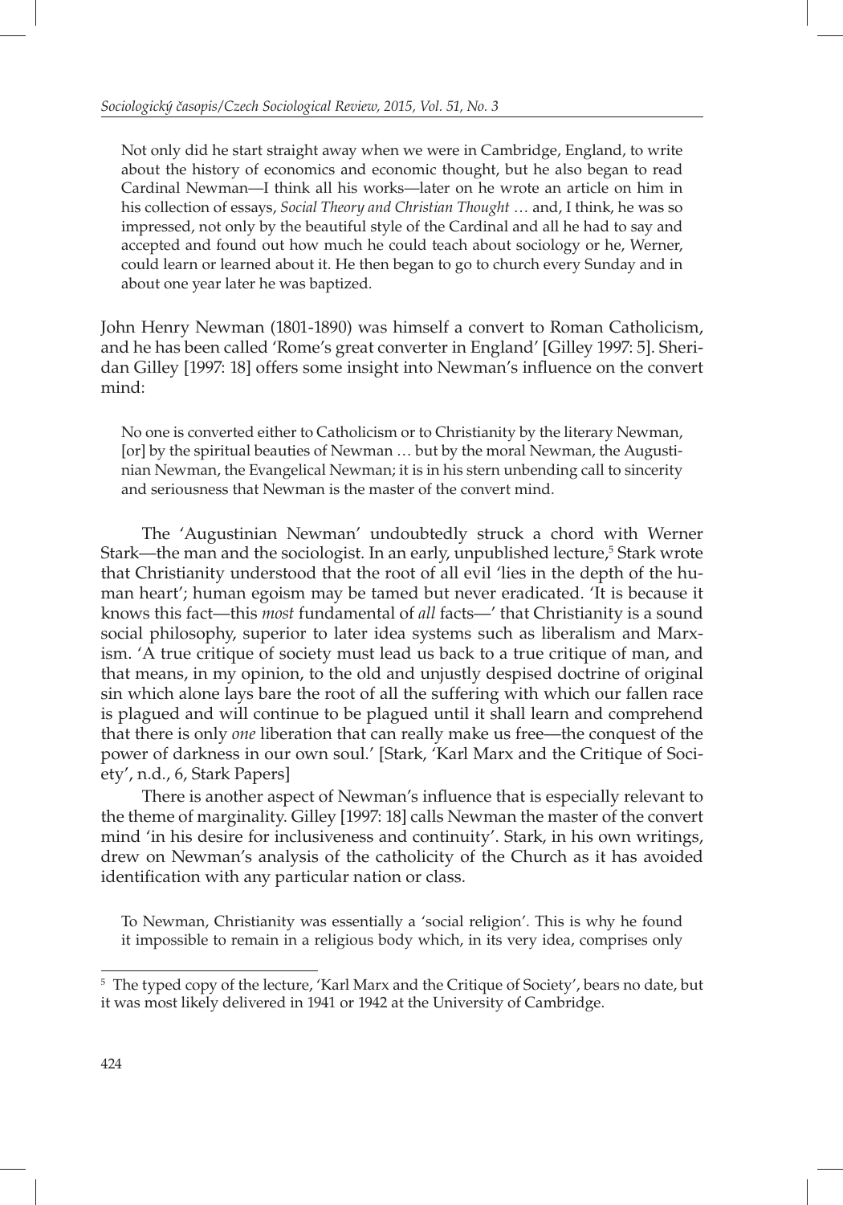> Not only did he start straight away when we were in Cambridge, England, to write about the history of economics and economic thought, but he also began to read Cardinal Newman—I think all his works—later on he wrote an article on him in his collection of essays, *Social Theory and Christian Thought* … and, I think, he was so impressed, not only by the beautiful style of the Cardinal and all he had to say and accepted and found out how much he could teach about sociology or he, Werner, could learn or learned about it. He then began to go to church every Sunday and in about one year later he was baptized.

John Henry Newman (1801-1890) was himself a convert to Roman Catholicism, and he has been called 'Rome's great converter in England' [Gilley 1997: 5]. Sheridan Gilley [1997: 18] offers some insight into Newman's influence on the convert mind:

> No one is converted either to Catholicism or to Christianity by the literary Newman, [or] by the spiritual beauties of Newman … but by the moral Newman, the Augustinian Newman, the Evangelical Newman; it is in his stern unbending call to sincerity and seriousness that Newman is the master of the convert mind.

The 'Augustinian Newman' undoubtedly struck a chord with Werner Stark—the man and the sociologist. In an early, unpublished lecture,[5] Stark wrote that Christianity understood that the root of all evil 'lies in the depth of the human heart'; human egoism may be tamed but never eradicated. 'It is because it knows this fact—this *most* fundamental of *all* facts—' that Christianity is a sound social philosophy, superior to later idea systems such as liberalism and Marxism. 'A true critique of society must lead us back to a true critique of man, and that means, in my opinion, to the old and unjustly despised doctrine of original sin which alone lays bare the root of all the suffering with which our fallen race is plagued and will continue to be plagued until it shall learn and comprehend that there is only *one* liberation that can really make us free—the conquest of the power of darkness in our own soul.' [Stark, 'Karl Marx and the Critique of Society', n.d., 6, Stark Papers]

There is another aspect of Newman's influence that is especially relevant to the theme of marginality. Gilley [1997: 18] calls Newman the master of the convert mind 'in his desire for inclusiveness and continuity'. Stark, in his own writings, drew on Newman's analysis of the catholicity of the Church as it has avoided identification with any particular nation or class.

> To Newman, Christianity was essentially a 'social religion'. This is why he found it impossible to remain in a religious body which, in its very idea, comprises only

[5] The typed copy of the lecture, 'Karl Marx and the Critique of Society', bears no date, but it was most likely delivered in 1941 or 1942 at the University of Cambridge.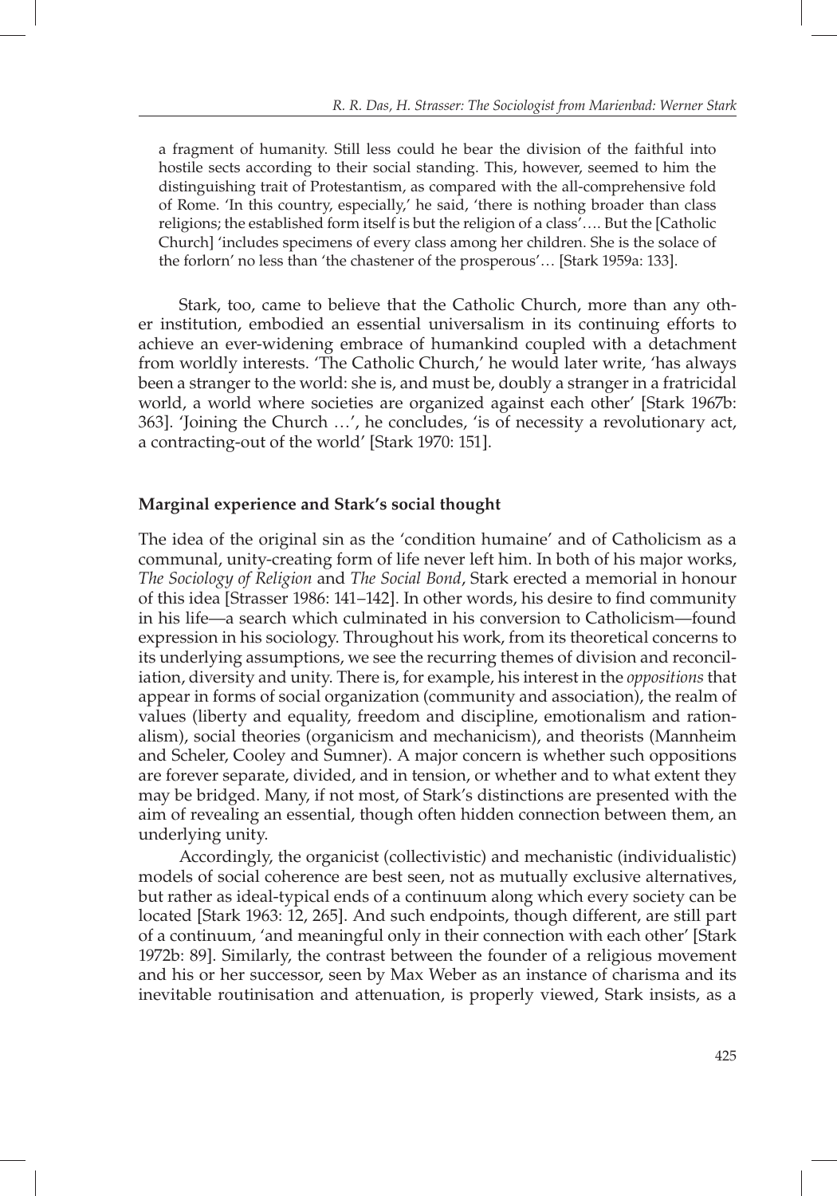a fragment of humanity. Still less could he bear the division of the faithful into hostile sects according to their social standing. This, however, seemed to him the distinguishing trait of Protestantism, as compared with the all-comprehensive fold of Rome. 'In this country, especially,' he said, 'there is nothing broader than class religions; the established form itself is but the religion of a class'…. But the [Catholic Church] 'includes specimens of every class among her children. She is the solace of the forlorn' no less than 'the chastener of the prosperous'… [Stark 1959a: 133].

Stark, too, came to believe that the Catholic Church, more than any other institution, embodied an essential universalism in its continuing efforts to achieve an ever-widening embrace of humankind coupled with a detachment from worldly interests. 'The Catholic Church,' he would later write, 'has always been a stranger to the world: she is, and must be, doubly a stranger in a fratricidal world, a world where societies are organized against each other' [Stark 1967b: 363]. 'Joining the Church …', he concludes, 'is of necessity a revolutionary act, a contracting-out of the world' [Stark 1970: 151].

## Marginal experience and Stark's social thought

The idea of the original sin as the 'condition humaine' and of Catholicism as a communal, unity-creating form of life never left him. In both of his major works, *The Sociology of Religion* and *The Social Bond*, Stark erected a memorial in honour of this idea [Strasser 1986: 141–142]. In other words, his desire to find community in his life—a search which culminated in his conversion to Catholicism—found expression in his sociology. Throughout his work, from its theoretical concerns to its underlying assumptions, we see the recurring themes of division and reconciliation, diversity and unity. There is, for example, his interest in the *oppositions* that appear in forms of social organization (community and association), the realm of values (liberty and equality, freedom and discipline, emotionalism and rationalism), social theories (organicism and mechanicism), and theorists (Mannheim and Scheler, Cooley and Sumner). A major concern is whether such oppositions are forever separate, divided, and in tension, or whether and to what extent they may be bridged. Many, if not most, of Stark's distinctions are presented with the aim of revealing an essential, though often hidden connection between them, an underlying unity.

Accordingly, the organicist (collectivistic) and mechanistic (individualistic) models of social coherence are best seen, not as mutually exclusive alternatives, but rather as ideal-typical ends of a continuum along which every society can be located [Stark 1963: 12, 265]. And such endpoints, though different, are still part of a continuum, 'and meaningful only in their connection with each other' [Stark 1972b: 89]. Similarly, the contrast between the founder of a religious movement and his or her successor, seen by Max Weber as an instance of charisma and its inevitable routinisation and attenuation, is properly viewed, Stark insists, as a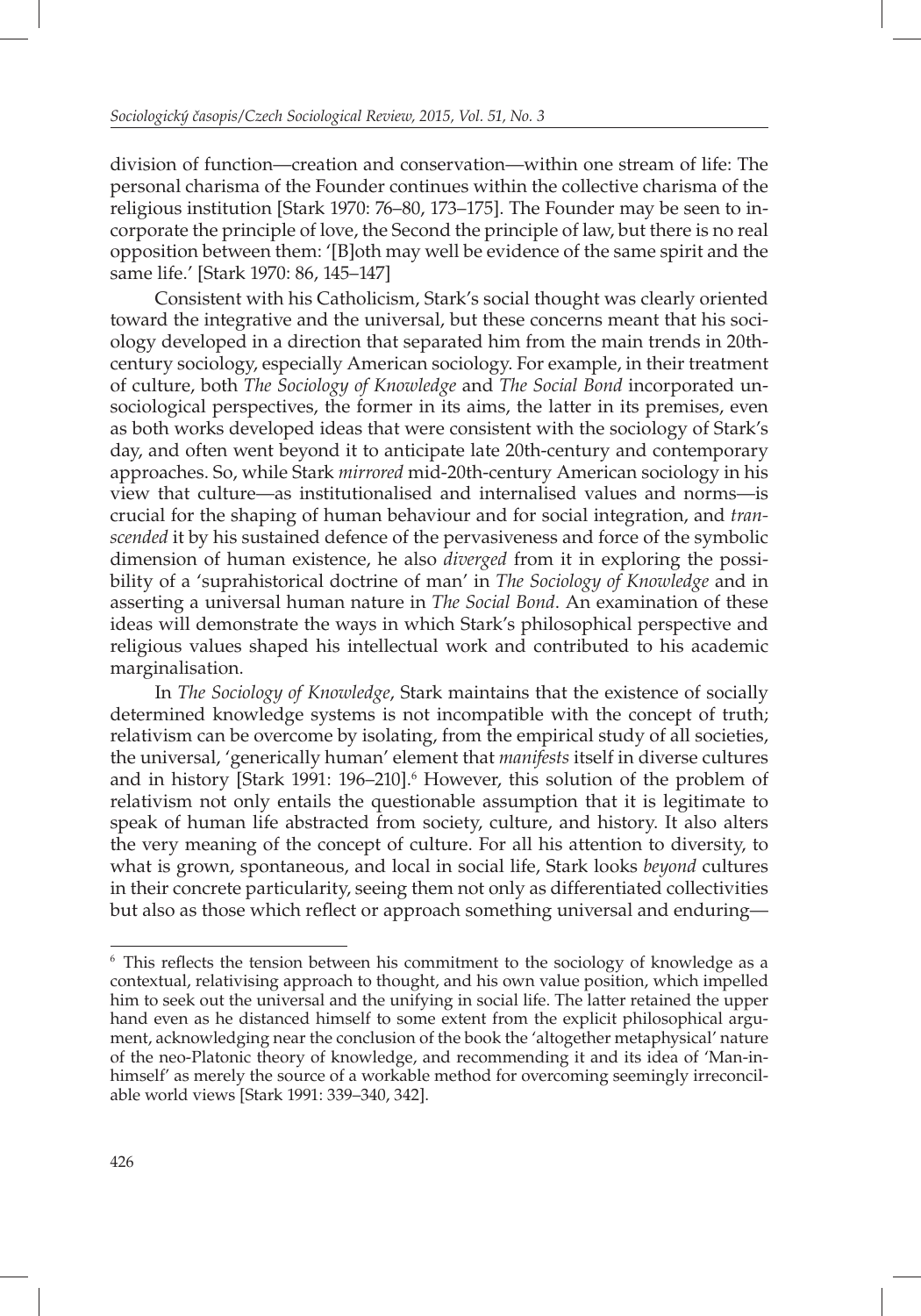division of function—creation and conservation—within one stream of life: The personal charisma of the Founder continues within the collective charisma of the religious institution [Stark 1970: 76–80, 173–175]. The Founder may be seen to incorporate the principle of love, the Second the principle of law, but there is no real opposition between them: '[B]oth may well be evidence of the same spirit and the same life.' [Stark 1970: 86, 145–147]

Consistent with his Catholicism, Stark's social thought was clearly oriented toward the integrative and the universal, but these concerns meant that his sociology developed in a direction that separated him from the main trends in 20th-century sociology, especially American sociology. For example, in their treatment of culture, both *The Sociology of Knowledge* and *The Social Bond* incorporated unsociological perspectives, the former in its aims, the latter in its premises, even as both works developed ideas that were consistent with the sociology of Stark's day, and often went beyond it to anticipate late 20th-century and contemporary approaches. So, while Stark *mirrored* mid-20th-century American sociology in his view that culture—as institutionalised and internalised values and norms—is crucial for the shaping of human behaviour and for social integration, and *transcended* it by his sustained defence of the pervasiveness and force of the symbolic dimension of human existence, he also *diverged* from it in exploring the possibility of a 'suprahistorical doctrine of man' in *The Sociology of Knowledge* and in asserting a universal human nature in *The Social Bond*. An examination of these ideas will demonstrate the ways in which Stark's philosophical perspective and religious values shaped his intellectual work and contributed to his academic marginalisation.

In *The Sociology of Knowledge*, Stark maintains that the existence of socially determined knowledge systems is not incompatible with the concept of truth; relativism can be overcome by isolating, from the empirical study of all societies, the universal, 'generically human' element that *manifests* itself in diverse cultures and in history [Stark 1991: 196–210].[6] However, this solution of the problem of relativism not only entails the questionable assumption that it is legitimate to speak of human life abstracted from society, culture, and history. It also alters the very meaning of the concept of culture. For all his attention to diversity, to what is grown, spontaneous, and local in social life, Stark looks *beyond* cultures in their concrete particularity, seeing them not only as differentiated collectivities but also as those which reflect or approach something universal and enduring—

---

[6] This reflects the tension between his commitment to the sociology of knowledge as a contextual, relativising approach to thought, and his own value position, which impelled him to seek out the universal and the unifying in social life. The latter retained the upper hand even as he distanced himself to some extent from the explicit philosophical argument, acknowledging near the conclusion of the book the 'altogether metaphysical' nature of the neo-Platonic theory of knowledge, and recommending it and its idea of 'Man-in-himself' as merely the source of a workable method for overcoming seemingly irreconcilable world views [Stark 1991: 339–340, 342].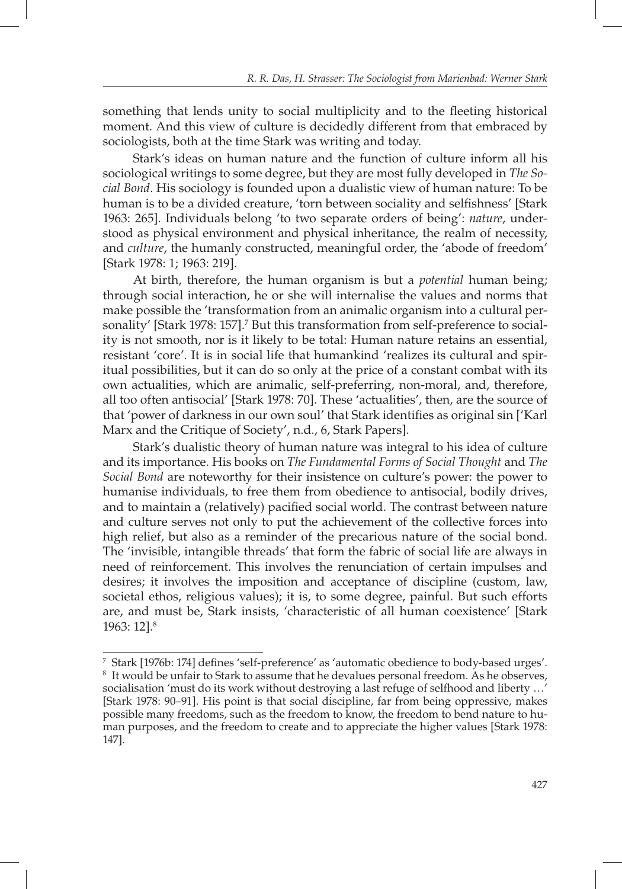something that lends unity to social multiplicity and to the fleeting historical moment. And this view of culture is decidedly different from that embraced by sociologists, both at the time Stark was writing and today.

Stark's ideas on human nature and the function of culture inform all his sociological writings to some degree, but they are most fully developed in *The Social Bond*. His sociology is founded upon a dualistic view of human nature: To be human is to be a divided creature, 'torn between sociality and selfishness' [Stark 1963: 265]. Individuals belong 'to two separate orders of being': *nature*, understood as physical environment and physical inheritance, the realm of necessity, and *culture*, the humanly constructed, meaningful order, the 'abode of freedom' [Stark 1978: 1; 1963: 219].

At birth, therefore, the human organism is but a *potential* human being; through social interaction, he or she will internalise the values and norms that make possible the 'transformation from an animalic organism into a cultural personality' [Stark 1978: 157].[7] But this transformation from self-preference to sociality is not smooth, nor is it likely to be total: Human nature retains an essential, resistant 'core'. It is in social life that humankind 'realizes its cultural and spiritual possibilities, but it can do so only at the price of a constant combat with its own actualities, which are animalic, self-preferring, non-moral, and, therefore, all too often antisocial' [Stark 1978: 70]. These 'actualities', then, are the source of that 'power of darkness in our own soul' that Stark identifies as original sin ['Karl Marx and the Critique of Society', n.d., 6, Stark Papers].

Stark's dualistic theory of human nature was integral to his idea of culture and its importance. His books on *The Fundamental Forms of Social Thought* and *The Social Bond* are noteworthy for their insistence on culture's power: the power to humanise individuals, to free them from obedience to antisocial, bodily drives, and to maintain a (relatively) pacified social world. The contrast between nature and culture serves not only to put the achievement of the collective forces into high relief, but also as a reminder of the precarious nature of the social bond. The 'invisible, intangible threads' that form the fabric of social life are always in need of reinforcement. This involves the renunciation of certain impulses and desires; it involves the imposition and acceptance of discipline (custom, law, societal ethos, religious values); it is, to some degree, painful. But such efforts are, and must be, Stark insists, 'characteristic of all human coexistence' [Stark 1963: 12].[8]

---

[7] Stark [1976b: 174] defines 'self-preference' as 'automatic obedience to body-based urges'.

[8] It would be unfair to Stark to assume that he devalues personal freedom. As he observes, socialisation 'must do its work without destroying a last refuge of selfhood and liberty …' [Stark 1978: 90–91]. His point is that social discipline, far from being oppressive, makes possible many freedoms, such as the freedom to know, the freedom to bend nature to human purposes, and the freedom to create and to appreciate the higher values [Stark 1978: 147].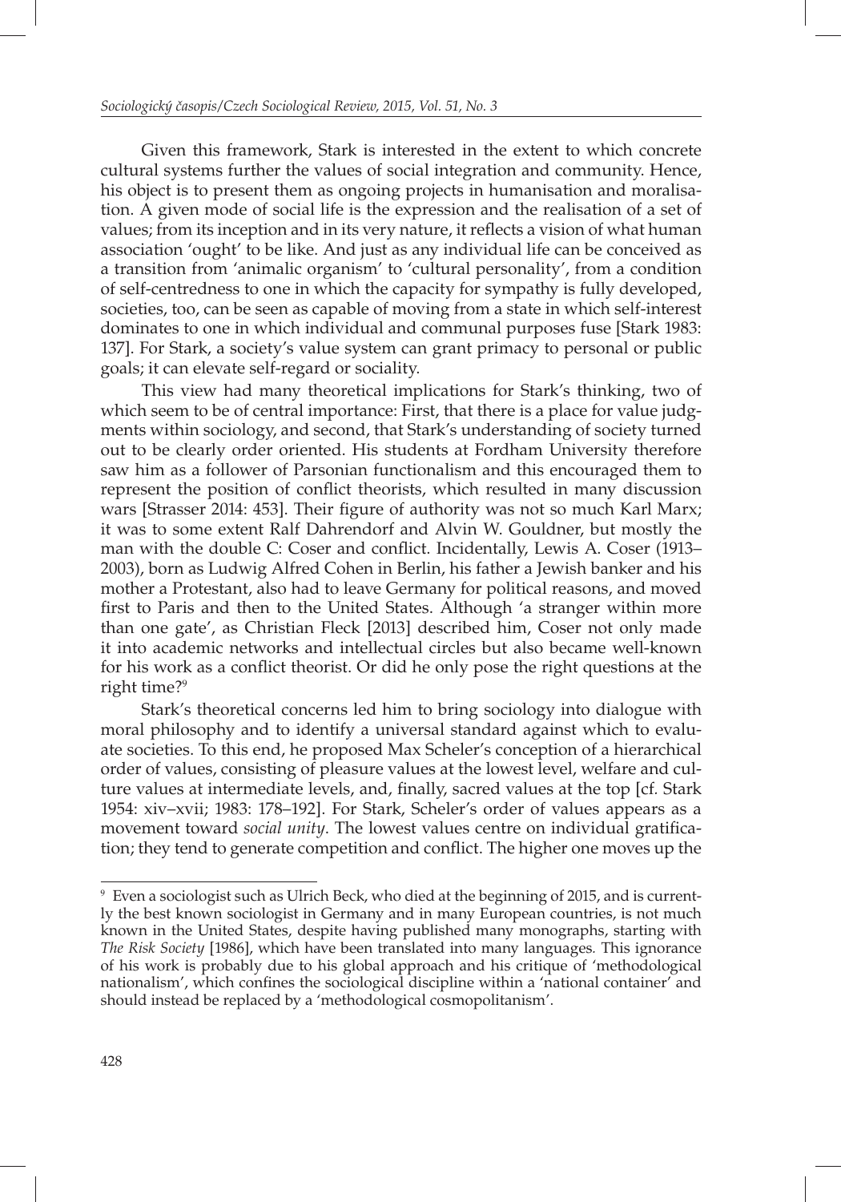Given this framework, Stark is interested in the extent to which concrete cultural systems further the values of social integration and community. Hence, his object is to present them as ongoing projects in humanisation and moralisation. A given mode of social life is the expression and the realisation of a set of values; from its inception and in its very nature, it reflects a vision of what human association 'ought' to be like. And just as any individual life can be conceived as a transition from 'animalic organism' to 'cultural personality', from a condition of self-centredness to one in which the capacity for sympathy is fully developed, societies, too, can be seen as capable of moving from a state in which self-interest dominates to one in which individual and communal purposes fuse [Stark 1983: 137]. For Stark, a society's value system can grant primacy to personal or public goals; it can elevate self-regard or sociality.

This view had many theoretical implications for Stark's thinking, two of which seem to be of central importance: First, that there is a place for value judgments within sociology, and second, that Stark's understanding of society turned out to be clearly order oriented. His students at Fordham University therefore saw him as a follower of Parsonian functionalism and this encouraged them to represent the position of conflict theorists, which resulted in many discussion wars [Strasser 2014: 453]. Their figure of authority was not so much Karl Marx; it was to some extent Ralf Dahrendorf and Alvin W. Gouldner, but mostly the man with the double C: Coser and conflict. Incidentally, Lewis A. Coser (1913–2003), born as Ludwig Alfred Cohen in Berlin, his father a Jewish banker and his mother a Protestant, also had to leave Germany for political reasons, and moved first to Paris and then to the United States. Although 'a stranger within more than one gate', as Christian Fleck [2013] described him, Coser not only made it into academic networks and intellectual circles but also became well-known for his work as a conflict theorist. Or did he only pose the right questions at the right time?[9]

Stark's theoretical concerns led him to bring sociology into dialogue with moral philosophy and to identify a universal standard against which to evaluate societies. To this end, he proposed Max Scheler's conception of a hierarchical order of values, consisting of pleasure values at the lowest level, welfare and culture values at intermediate levels, and, finally, sacred values at the top [cf. Stark 1954: xiv–xvii; 1983: 178–192]. For Stark, Scheler's order of values appears as a movement toward *social unity*. The lowest values centre on individual gratification; they tend to generate competition and conflict. The higher one moves up the

---

[9] Even a sociologist such as Ulrich Beck, who died at the beginning of 2015, and is currently the best known sociologist in Germany and in many European countries, is not much known in the United States, despite having published many monographs, starting with *The Risk Society* [1986], which have been translated into many languages. This ignorance of his work is probably due to his global approach and his critique of 'methodological nationalism', which confines the sociological discipline within a 'national container' and should instead be replaced by a 'methodological cosmopolitanism'.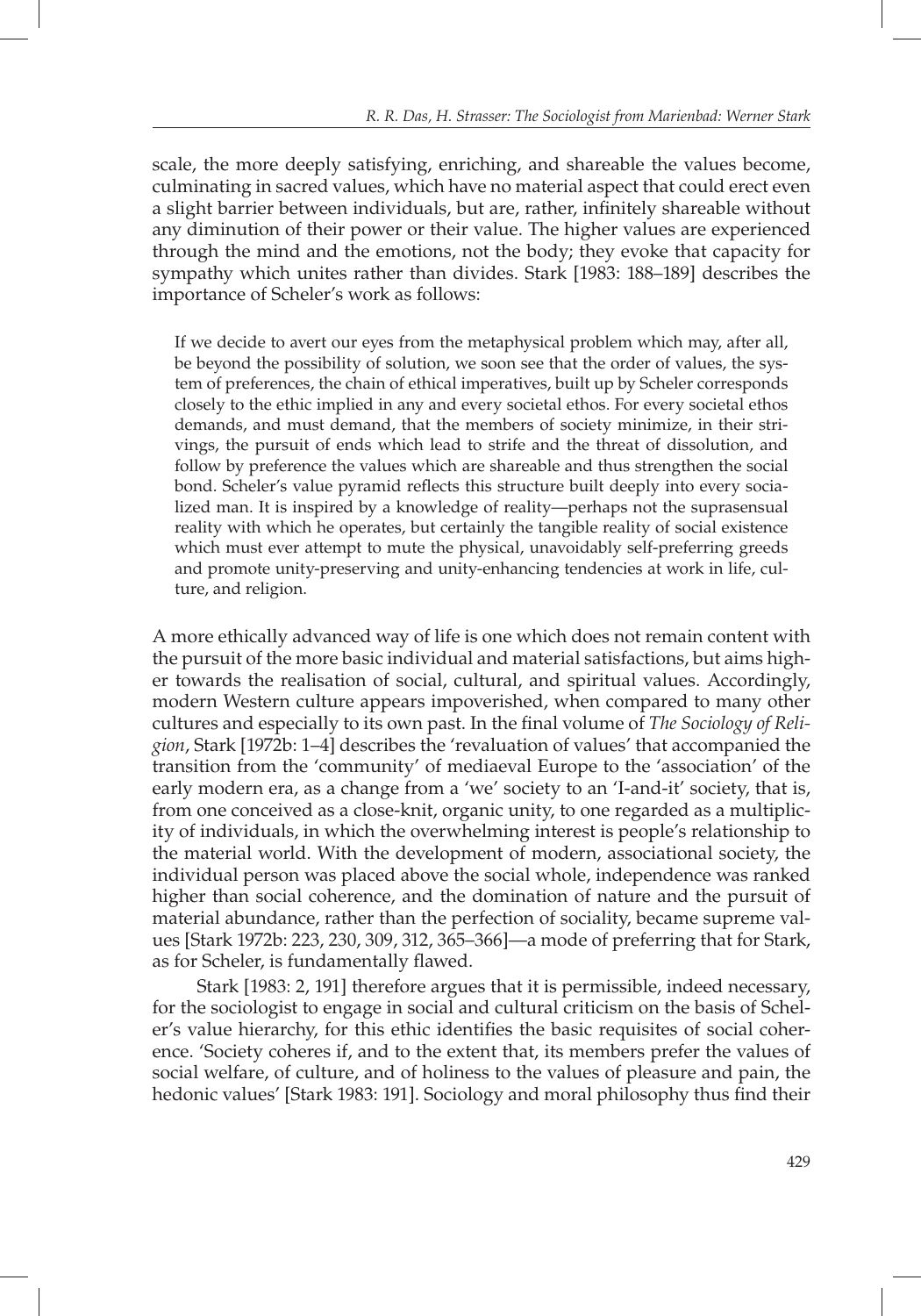scale, the more deeply satisfying, enriching, and shareable the values become, culminating in sacred values, which have no material aspect that could erect even a slight barrier between individuals, but are, rather, infinitely shareable without any diminution of their power or their value. The higher values are experienced through the mind and the emotions, not the body; they evoke that capacity for sympathy which unites rather than divides. Stark [1983: 188–189] describes the importance of Scheler's work as follows:

> If we decide to avert our eyes from the metaphysical problem which may, after all, be beyond the possibility of solution, we soon see that the order of values, the system of preferences, the chain of ethical imperatives, built up by Scheler corresponds closely to the ethic implied in any and every societal ethos. For every societal ethos demands, and must demand, that the members of society minimize, in their strivings, the pursuit of ends which lead to strife and the threat of dissolution, and follow by preference the values which are shareable and thus strengthen the social bond. Scheler's value pyramid reflects this structure built deeply into every socialized man. It is inspired by a knowledge of reality—perhaps not the suprasensual reality with which he operates, but certainly the tangible reality of social existence which must ever attempt to mute the physical, unavoidably self-preferring greeds and promote unity-preserving and unity-enhancing tendencies at work in life, culture, and religion.

A more ethically advanced way of life is one which does not remain content with the pursuit of the more basic individual and material satisfactions, but aims higher towards the realisation of social, cultural, and spiritual values. Accordingly, modern Western culture appears impoverished, when compared to many other cultures and especially to its own past. In the final volume of *The Sociology of Religion*, Stark [1972b: 1–4] describes the 'revaluation of values' that accompanied the transition from the 'community' of mediaeval Europe to the 'association' of the early modern era, as a change from a 'we' society to an 'I-and-it' society, that is, from one conceived as a close-knit, organic unity, to one regarded as a multiplicity of individuals, in which the overwhelming interest is people's relationship to the material world. With the development of modern, associational society, the individual person was placed above the social whole, independence was ranked higher than social coherence, and the domination of nature and the pursuit of material abundance, rather than the perfection of sociality, became supreme values [Stark 1972b: 223, 230, 309, 312, 365–366]—a mode of preferring that for Stark, as for Scheler, is fundamentally flawed.

Stark [1983: 2, 191] therefore argues that it is permissible, indeed necessary, for the sociologist to engage in social and cultural criticism on the basis of Scheler's value hierarchy, for this ethic identifies the basic requisites of social coherence. 'Society coheres if, and to the extent that, its members prefer the values of social welfare, of culture, and of holiness to the values of pleasure and pain, the hedonic values' [Stark 1983: 191]. Sociology and moral philosophy thus find their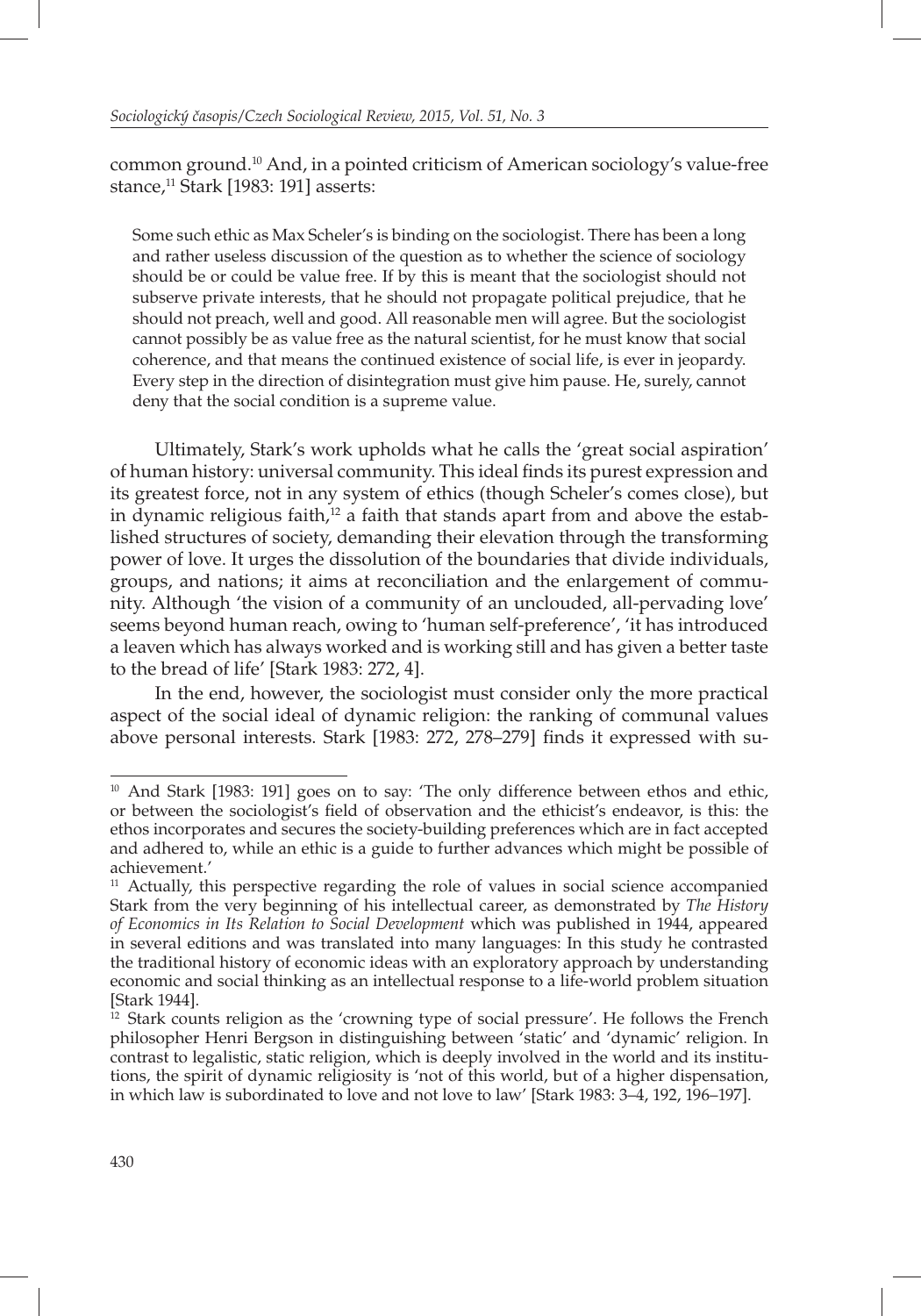common ground.[10] And, in a pointed criticism of American sociology's value-free stance,[11] Stark [1983: 191] asserts:

> Some such ethic as Max Scheler's is binding on the sociologist. There has been a long and rather useless discussion of the question as to whether the science of sociology should be or could be value free. If by this is meant that the sociologist should not subserve private interests, that he should not propagate political prejudice, that he should not preach, well and good. All reasonable men will agree. But the sociologist cannot possibly be as value free as the natural scientist, for he must know that social coherence, and that means the continued existence of social life, is ever in jeopardy. Every step in the direction of disintegration must give him pause. He, surely, cannot deny that the social condition is a supreme value.

Ultimately, Stark's work upholds what he calls the 'great social aspiration' of human history: universal community. This ideal finds its purest expression and its greatest force, not in any system of ethics (though Scheler's comes close), but in dynamic religious faith,[12] a faith that stands apart from and above the established structures of society, demanding their elevation through the transforming power of love. It urges the dissolution of the boundaries that divide individuals, groups, and nations; it aims at reconciliation and the enlargement of community. Although 'the vision of a community of an unclouded, all-pervading love' seems beyond human reach, owing to 'human self-preference', 'it has introduced a leaven which has always worked and is working still and has given a better taste to the bread of life' [Stark 1983: 272, 4].

In the end, however, the sociologist must consider only the more practical aspect of the social ideal of dynamic religion: the ranking of communal values above personal interests. Stark [1983: 272, 278–279] finds it expressed with su-

---

[10] And Stark [1983: 191] goes on to say: 'The only difference between ethos and ethic, or between the sociologist's field of observation and the ethicist's endeavor, is this: the ethos incorporates and secures the society-building preferences which are in fact accepted and adhered to, while an ethic is a guide to further advances which might be possible of achievement.'

[11] Actually, this perspective regarding the role of values in social science accompanied Stark from the very beginning of his intellectual career, as demonstrated by *The History of Economics in Its Relation to Social Development* which was published in 1944, appeared in several editions and was translated into many languages: In this study he contrasted the traditional history of economic ideas with an exploratory approach by understanding economic and social thinking as an intellectual response to a life-world problem situation [Stark 1944].

[12] Stark counts religion as the 'crowning type of social pressure'. He follows the French philosopher Henri Bergson in distinguishing between 'static' and 'dynamic' religion. In contrast to legalistic, static religion, which is deeply involved in the world and its institutions, the spirit of dynamic religiosity is 'not of this world, but of a higher dispensation, in which law is subordinated to love and not love to law' [Stark 1983: 3–4, 192, 196–197].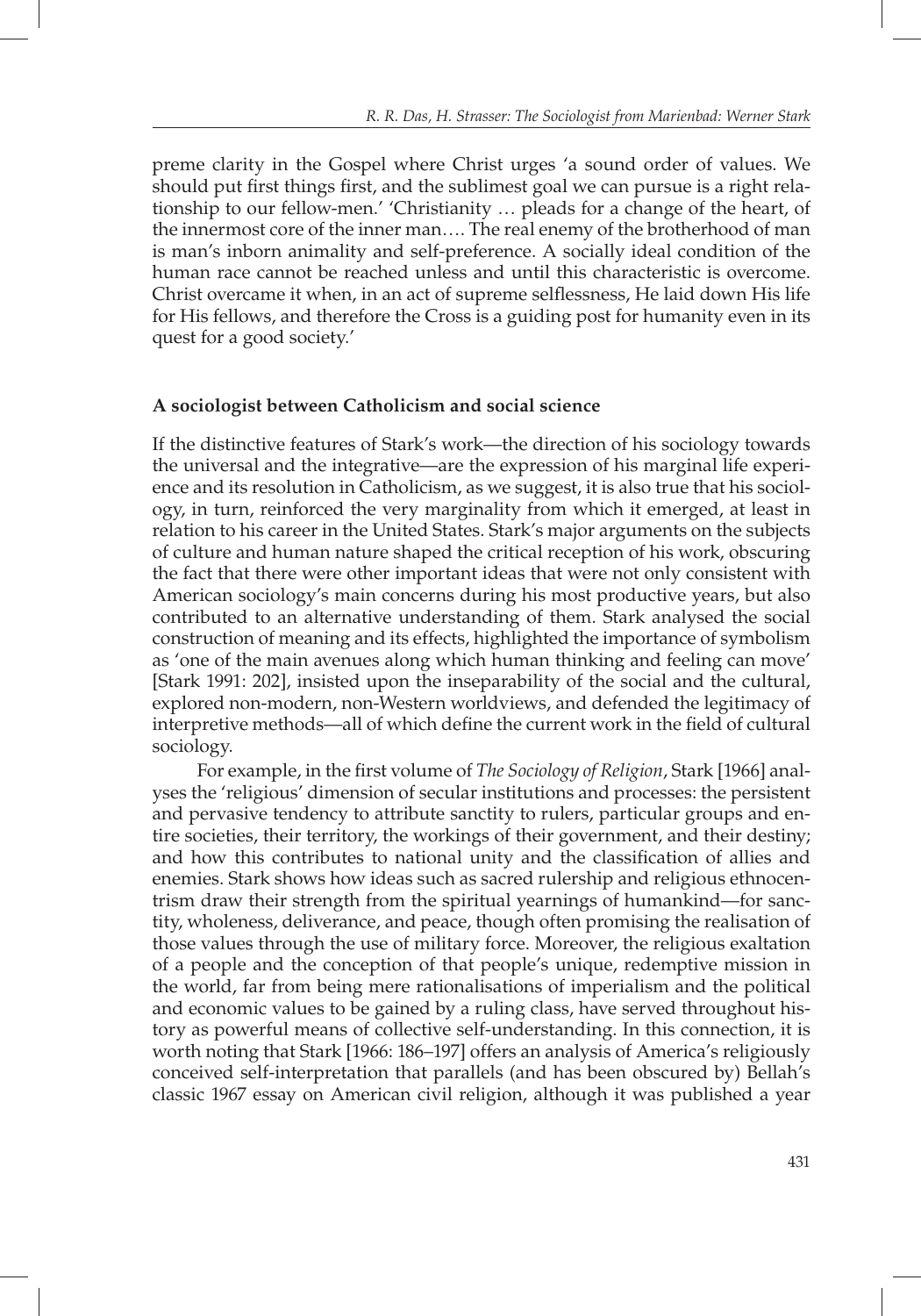preme clarity in the Gospel where Christ urges 'a sound order of values. We should put first things first, and the sublimest goal we can pursue is a right relationship to our fellow-men.' 'Christianity … pleads for a change of the heart, of the innermost core of the inner man…. The real enemy of the brotherhood of man is man's inborn animality and self-preference. A socially ideal condition of the human race cannot be reached unless and until this characteristic is overcome. Christ overcame it when, in an act of supreme selflessness, He laid down His life for His fellows, and therefore the Cross is a guiding post for humanity even in its quest for a good society.'

## A sociologist between Catholicism and social science

If the distinctive features of Stark's work—the direction of his sociology towards the universal and the integrative—are the expression of his marginal life experience and its resolution in Catholicism, as we suggest, it is also true that his sociology, in turn, reinforced the very marginality from which it emerged, at least in relation to his career in the United States. Stark's major arguments on the subjects of culture and human nature shaped the critical reception of his work, obscuring the fact that there were other important ideas that were not only consistent with American sociology's main concerns during his most productive years, but also contributed to an alternative understanding of them. Stark analysed the social construction of meaning and its effects, highlighted the importance of symbolism as 'one of the main avenues along which human thinking and feeling can move' [Stark 1991: 202], insisted upon the inseparability of the social and the cultural, explored non-modern, non-Western worldviews, and defended the legitimacy of interpretive methods—all of which define the current work in the field of cultural sociology.

For example, in the first volume of *The Sociology of Religion*, Stark [1966] analyses the 'religious' dimension of secular institutions and processes: the persistent and pervasive tendency to attribute sanctity to rulers, particular groups and entire societies, their territory, the workings of their government, and their destiny; and how this contributes to national unity and the classification of allies and enemies. Stark shows how ideas such as sacred rulership and religious ethnocentrism draw their strength from the spiritual yearnings of humankind—for sanctity, wholeness, deliverance, and peace, though often promising the realisation of those values through the use of military force. Moreover, the religious exaltation of a people and the conception of that people's unique, redemptive mission in the world, far from being mere rationalisations of imperialism and the political and economic values to be gained by a ruling class, have served throughout history as powerful means of collective self-understanding. In this connection, it is worth noting that Stark [1966: 186–197] offers an analysis of America's religiously conceived self-interpretation that parallels (and has been obscured by) Bellah's classic 1967 essay on American civil religion, although it was published a year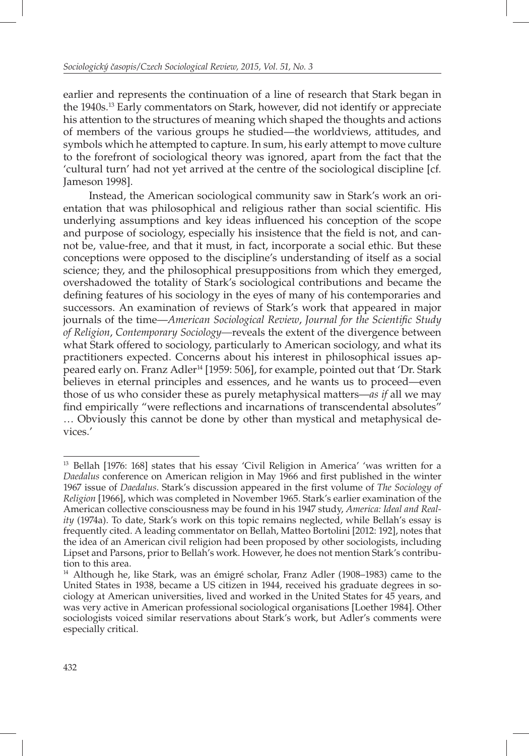earlier and represents the continuation of a line of research that Stark began in the 1940s.[13] Early commentators on Stark, however, did not identify or appreciate his attention to the structures of meaning which shaped the thoughts and actions of members of the various groups he studied—the worldviews, attitudes, and symbols which he attempted to capture. In sum, his early attempt to move culture to the forefront of sociological theory was ignored, apart from the fact that the 'cultural turn' had not yet arrived at the centre of the sociological discipline [cf. Jameson 1998].

Instead, the American sociological community saw in Stark's work an orientation that was philosophical and religious rather than social scientific. His underlying assumptions and key ideas influenced his conception of the scope and purpose of sociology, especially his insistence that the field is not, and cannot be, value-free, and that it must, in fact, incorporate a social ethic. But these conceptions were opposed to the discipline's understanding of itself as a social science; they, and the philosophical presuppositions from which they emerged, overshadowed the totality of Stark's sociological contributions and became the defining features of his sociology in the eyes of many of his contemporaries and successors. An examination of reviews of Stark's work that appeared in major journals of the time—*American Sociological Review*, *Journal for the Scientific Study of Religion*, *Contemporary Sociology*—reveals the extent of the divergence between what Stark offered to sociology, particularly to American sociology, and what its practitioners expected. Concerns about his interest in philosophical issues appeared early on. Franz Adler[14] [1959: 506], for example, pointed out that 'Dr. Stark believes in eternal principles and essences, and he wants us to proceed—even those of us who consider these as purely metaphysical matters—*as if* all we may find empirically "were reflections and incarnations of transcendental absolutes" … Obviously this cannot be done by other than mystical and metaphysical devices.'

---

[13] Bellah [1976: 168] states that his essay 'Civil Religion in America' 'was written for a *Daedalus* conference on American religion in May 1966 and first published in the winter 1967 issue of *Daedalus*. Stark's discussion appeared in the first volume of *The Sociology of Religion* [1966], which was completed in November 1965. Stark's earlier examination of the American collective consciousness may be found in his 1947 study, *America: Ideal and Reality* (1974a). To date, Stark's work on this topic remains neglected, while Bellah's essay is frequently cited. A leading commentator on Bellah, Matteo Bortolini [2012: 192], notes that the idea of an American civil religion had been proposed by other sociologists, including Lipset and Parsons, prior to Bellah's work. However, he does not mention Stark's contribution to this area.

[14] Although he, like Stark, was an émigré scholar, Franz Adler (1908–1983) came to the United States in 1938, became a US citizen in 1944, received his graduate degrees in sociology at American universities, lived and worked in the United States for 45 years, and was very active in American professional sociological organisations [Loether 1984]. Other sociologists voiced similar reservations about Stark's work, but Adler's comments were especially critical.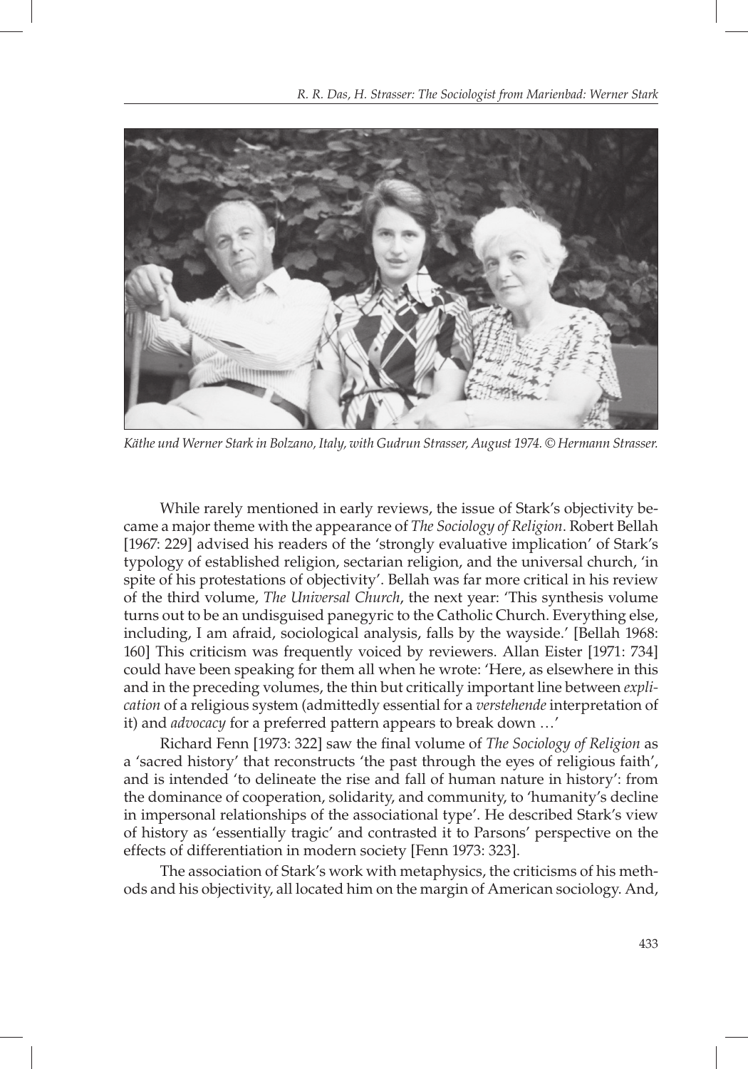*Käthe und Werner Stark in Bolzano, Italy, with Gudrun Strasser, August 1974. © Hermann Strasser.*

While rarely mentioned in early reviews, the issue of Stark's objectivity became a major theme with the appearance of *The Sociology of Religion*. Robert Bellah [1967: 229] advised his readers of the 'strongly evaluative implication' of Stark's typology of established religion, sectarian religion, and the universal church, 'in spite of his protestations of objectivity'. Bellah was far more critical in his review of the third volume, *The Universal Church*, the next year: 'This synthesis volume turns out to be an undisguised panegyric to the Catholic Church. Everything else, including, I am afraid, sociological analysis, falls by the wayside.' [Bellah 1968: 160] This criticism was frequently voiced by reviewers. Allan Eister [1971: 734] could have been speaking for them all when he wrote: 'Here, as elsewhere in this and in the preceding volumes, the thin but critically important line between *explication* of a religious system (admittedly essential for a *verstehende* interpretation of it) and *advocacy* for a preferred pattern appears to break down …'

Richard Fenn [1973: 322] saw the final volume of *The Sociology of Religion* as a 'sacred history' that reconstructs 'the past through the eyes of religious faith', and is intended 'to delineate the rise and fall of human nature in history': from the dominance of cooperation, solidarity, and community, to 'humanity's decline in impersonal relationships of the associational type'. He described Stark's view of history as 'essentially tragic' and contrasted it to Parsons' perspective on the effects of differentiation in modern society [Fenn 1973: 323].

The association of Stark's work with metaphysics, the criticisms of his methods and his objectivity, all located him on the margin of American sociology. And,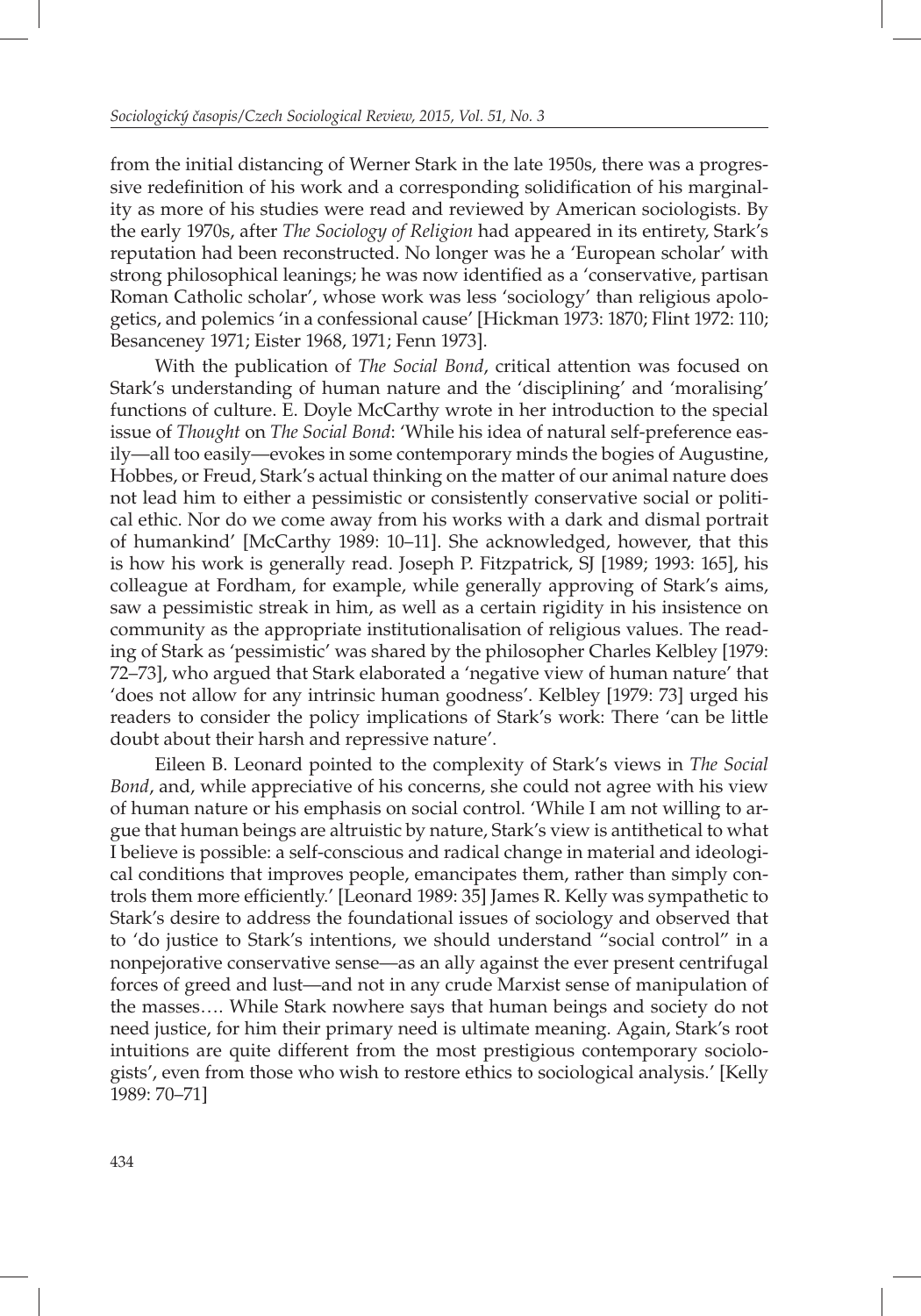from the initial distancing of Werner Stark in the late 1950s, there was a progressive redefinition of his work and a corresponding solidification of his marginality as more of his studies were read and reviewed by American sociologists. By the early 1970s, after *The Sociology of Religion* had appeared in its entirety, Stark's reputation had been reconstructed. No longer was he a 'European scholar' with strong philosophical leanings; he was now identified as a 'conservative, partisan Roman Catholic scholar', whose work was less 'sociology' than religious apologetics, and polemics 'in a confessional cause' [Hickman 1973: 1870; Flint 1972: 110; Besanceney 1971; Eister 1968, 1971; Fenn 1973].

With the publication of *The Social Bond*, critical attention was focused on Stark's understanding of human nature and the 'disciplining' and 'moralising' functions of culture. E. Doyle McCarthy wrote in her introduction to the special issue of *Thought* on *The Social Bond*: 'While his idea of natural self-preference easily—all too easily—evokes in some contemporary minds the bogies of Augustine, Hobbes, or Freud, Stark's actual thinking on the matter of our animal nature does not lead him to either a pessimistic or consistently conservative social or political ethic. Nor do we come away from his works with a dark and dismal portrait of humankind' [McCarthy 1989: 10–11]. She acknowledged, however, that this is how his work is generally read. Joseph P. Fitzpatrick, SJ [1989; 1993: 165], his colleague at Fordham, for example, while generally approving of Stark's aims, saw a pessimistic streak in him, as well as a certain rigidity in his insistence on community as the appropriate institutionalisation of religious values. The reading of Stark as 'pessimistic' was shared by the philosopher Charles Kelbley [1979: 72–73], who argued that Stark elaborated a 'negative view of human nature' that 'does not allow for any intrinsic human goodness'. Kelbley [1979: 73] urged his readers to consider the policy implications of Stark's work: There 'can be little doubt about their harsh and repressive nature'.

Eileen B. Leonard pointed to the complexity of Stark's views in *The Social Bond*, and, while appreciative of his concerns, she could not agree with his view of human nature or his emphasis on social control. 'While I am not willing to argue that human beings are altruistic by nature, Stark's view is antithetical to what I believe is possible: a self-conscious and radical change in material and ideological conditions that improves people, emancipates them, rather than simply controls them more efficiently.' [Leonard 1989: 35] James R. Kelly was sympathetic to Stark's desire to address the foundational issues of sociology and observed that to 'do justice to Stark's intentions, we should understand "social control" in a nonpejorative conservative sense—as an ally against the ever present centrifugal forces of greed and lust—and not in any crude Marxist sense of manipulation of the masses…. While Stark nowhere says that human beings and society do not need justice, for him their primary need is ultimate meaning. Again, Stark's root intuitions are quite different from the most prestigious contemporary sociologists', even from those who wish to restore ethics to sociological analysis.' [Kelly 1989: 70–71]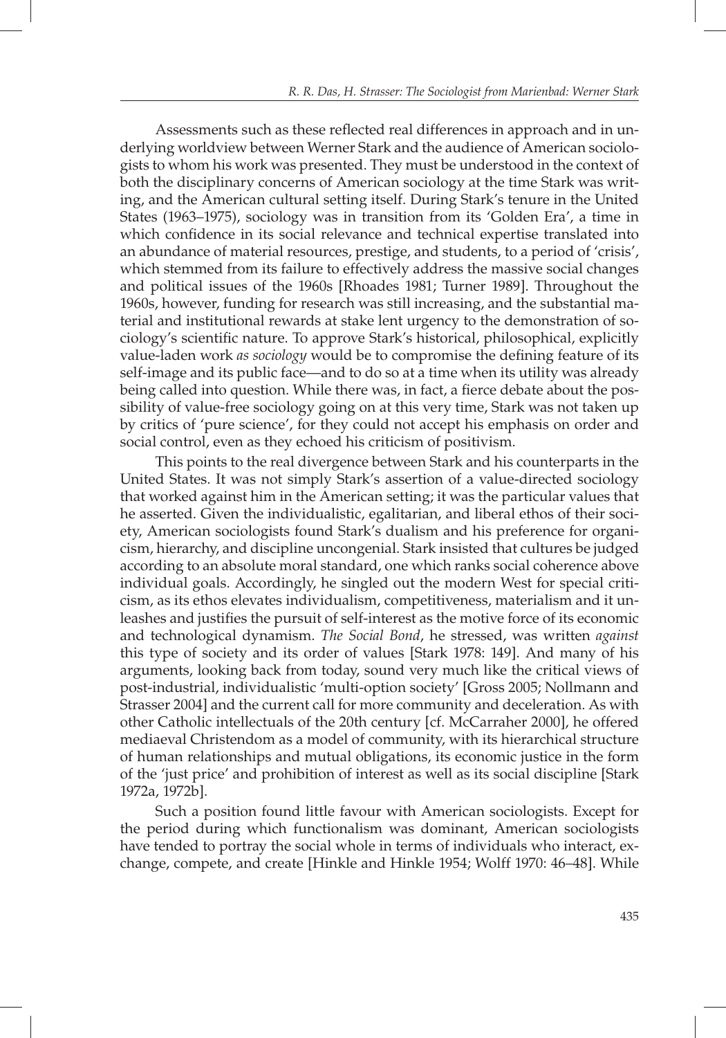Assessments such as these reflected real differences in approach and in underlying worldview between Werner Stark and the audience of American sociologists to whom his work was presented. They must be understood in the context of both the disciplinary concerns of American sociology at the time Stark was writing, and the American cultural setting itself. During Stark's tenure in the United States (1963–1975), sociology was in transition from its 'Golden Era', a time in which confidence in its social relevance and technical expertise translated into an abundance of material resources, prestige, and students, to a period of 'crisis', which stemmed from its failure to effectively address the massive social changes and political issues of the 1960s [Rhoades 1981; Turner 1989]. Throughout the 1960s, however, funding for research was still increasing, and the substantial material and institutional rewards at stake lent urgency to the demonstration of sociology's scientific nature. To approve Stark's historical, philosophical, explicitly value-laden work *as sociology* would be to compromise the defining feature of its self-image and its public face—and to do so at a time when its utility was already being called into question. While there was, in fact, a fierce debate about the possibility of value-free sociology going on at this very time, Stark was not taken up by critics of 'pure science', for they could not accept his emphasis on order and social control, even as they echoed his criticism of positivism.

This points to the real divergence between Stark and his counterparts in the United States. It was not simply Stark's assertion of a value-directed sociology that worked against him in the American setting; it was the particular values that he asserted. Given the individualistic, egalitarian, and liberal ethos of their society, American sociologists found Stark's dualism and his preference for organicism, hierarchy, and discipline uncongenial. Stark insisted that cultures be judged according to an absolute moral standard, one which ranks social coherence above individual goals. Accordingly, he singled out the modern West for special criticism, as its ethos elevates individualism, competitiveness, materialism and it unleashes and justifies the pursuit of self-interest as the motive force of its economic and technological dynamism. *The Social Bond*, he stressed, was written *against* this type of society and its order of values [Stark 1978: 149]. And many of his arguments, looking back from today, sound very much like the critical views of post-industrial, individualistic 'multi-option society' [Gross 2005; Nollmann and Strasser 2004] and the current call for more community and deceleration. As with other Catholic intellectuals of the 20th century [cf. McCarraher 2000], he offered mediaeval Christendom as a model of community, with its hierarchical structure of human relationships and mutual obligations, its economic justice in the form of the 'just price' and prohibition of interest as well as its social discipline [Stark 1972a, 1972b].

Such a position found little favour with American sociologists. Except for the period during which functionalism was dominant, American sociologists have tended to portray the social whole in terms of individuals who interact, exchange, compete, and create [Hinkle and Hinkle 1954; Wolff 1970: 46–48]. While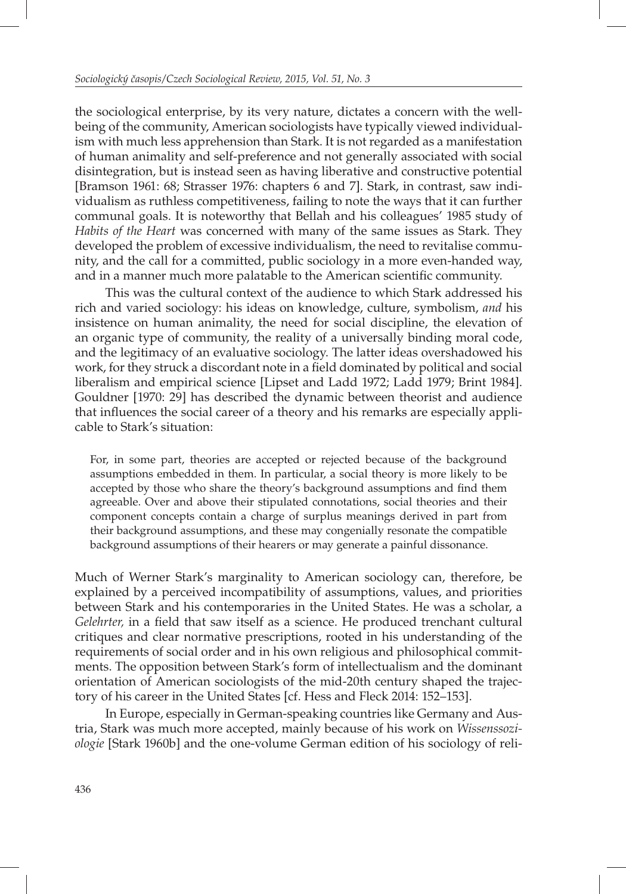the sociological enterprise, by its very nature, dictates a concern with the well-being of the community, American sociologists have typically viewed individualism with much less apprehension than Stark. It is not regarded as a manifestation of human animality and self-preference and not generally associated with social disintegration, but is instead seen as having liberative and constructive potential [Bramson 1961: 68; Strasser 1976: chapters 6 and 7]. Stark, in contrast, saw individualism as ruthless competitiveness, failing to note the ways that it can further communal goals. It is noteworthy that Bellah and his colleagues' 1985 study of *Habits of the Heart* was concerned with many of the same issues as Stark. They developed the problem of excessive individualism, the need to revitalise community, and the call for a committed, public sociology in a more even-handed way, and in a manner much more palatable to the American scientific community.

This was the cultural context of the audience to which Stark addressed his rich and varied sociology: his ideas on knowledge, culture, symbolism, *and* his insistence on human animality, the need for social discipline, the elevation of an organic type of community, the reality of a universally binding moral code, and the legitimacy of an evaluative sociology. The latter ideas overshadowed his work, for they struck a discordant note in a field dominated by political and social liberalism and empirical science [Lipset and Ladd 1972; Ladd 1979; Brint 1984]. Gouldner [1970: 29] has described the dynamic between theorist and audience that influences the social career of a theory and his remarks are especially applicable to Stark's situation:

> For, in some part, theories are accepted or rejected because of the background assumptions embedded in them. In particular, a social theory is more likely to be accepted by those who share the theory's background assumptions and find them agreeable. Over and above their stipulated connotations, social theories and their component concepts contain a charge of surplus meanings derived in part from their background assumptions, and these may congenially resonate the compatible background assumptions of their hearers or may generate a painful dissonance.

Much of Werner Stark's marginality to American sociology can, therefore, be explained by a perceived incompatibility of assumptions, values, and priorities between Stark and his contemporaries in the United States. He was a scholar, a *Gelehrter,* in a field that saw itself as a science. He produced trenchant cultural critiques and clear normative prescriptions, rooted in his understanding of the requirements of social order and in his own religious and philosophical commitments. The opposition between Stark's form of intellectualism and the dominant orientation of American sociologists of the mid-20th century shaped the trajectory of his career in the United States [cf. Hess and Fleck 2014: 152–153].

In Europe, especially in German-speaking countries like Germany and Austria, Stark was much more accepted, mainly because of his work on *Wissenssoziologie* [Stark 1960b] and the one-volume German edition of his sociology of reli-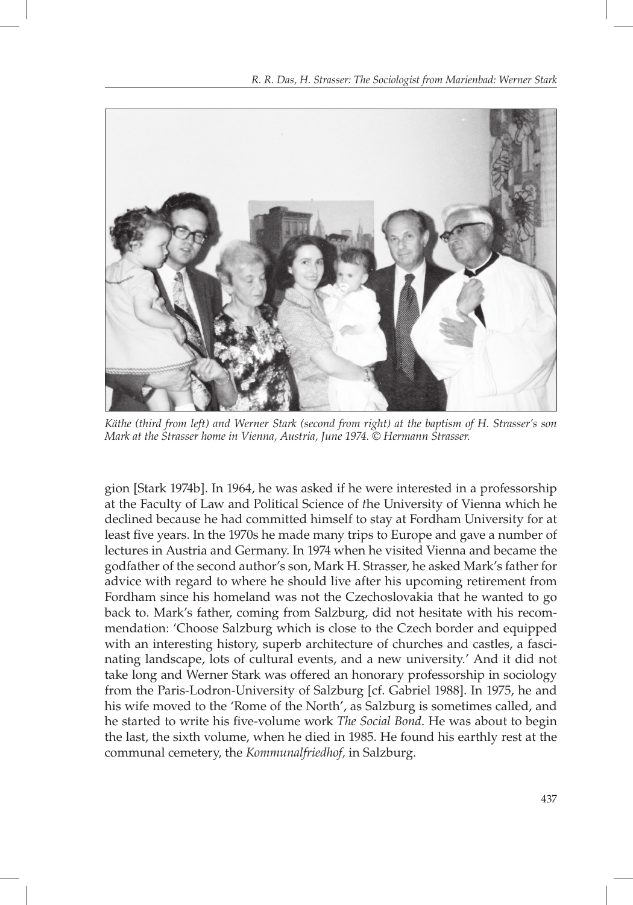*Käthe (third from left) and Werner Stark (second from right) at the baptism of H. Strasser's son Mark at the Strasser home in Vienna, Austria, June 1974. © Hermann Strasser.*

gion [Stark 1974b]. In 1964, he was asked if he were interested in a professorship at the Faculty of Law and Political Science of the University of Vienna which he declined because he had committed himself to stay at Fordham University for at least five years. In the 1970s he made many trips to Europe and gave a number of lectures in Austria and Germany. In 1974 when he visited Vienna and became the godfather of the second author's son, Mark H. Strasser, he asked Mark's father for advice with regard to where he should live after his upcoming retirement from Fordham since his homeland was not the Czechoslovakia that he wanted to go back to. Mark's father, coming from Salzburg, did not hesitate with his recommendation: 'Choose Salzburg which is close to the Czech border and equipped with an interesting history, superb architecture of churches and castles, a fascinating landscape, lots of cultural events, and a new university.' And it did not take long and Werner Stark was offered an honorary professorship in sociology from the Paris-Lodron-University of Salzburg [cf. Gabriel 1988]. In 1975, he and his wife moved to the 'Rome of the North', as Salzburg is sometimes called, and he started to write his five-volume work *The Social Bond*. He was about to begin the last, the sixth volume, when he died in 1985. He found his earthly rest at the communal cemetery, the *Kommunalfriedhof,* in Salzburg.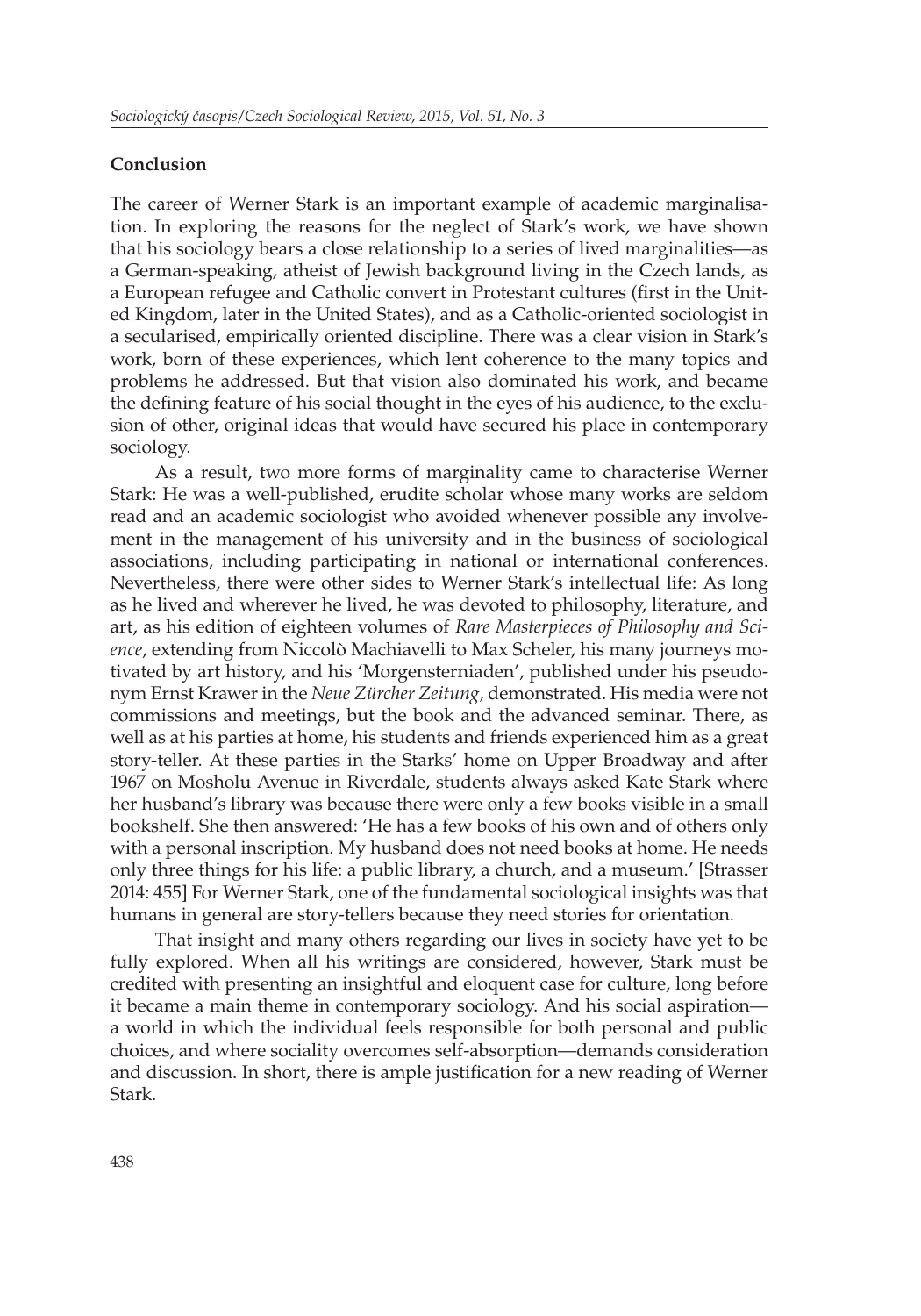## Conclusion

The career of Werner Stark is an important example of academic marginalisation. In exploring the reasons for the neglect of Stark's work, we have shown that his sociology bears a close relationship to a series of lived marginalities—as a German-speaking, atheist of Jewish background living in the Czech lands, as a European refugee and Catholic convert in Protestant cultures (first in the United Kingdom, later in the United States), and as a Catholic-oriented sociologist in a secularised, empirically oriented discipline. There was a clear vision in Stark's work, born of these experiences, which lent coherence to the many topics and problems he addressed. But that vision also dominated his work, and became the defining feature of his social thought in the eyes of his audience, to the exclusion of other, original ideas that would have secured his place in contemporary sociology.

As a result, two more forms of marginality came to characterise Werner Stark: He was a well-published, erudite scholar whose many works are seldom read and an academic sociologist who avoided whenever possible any involvement in the management of his university and in the business of sociological associations, including participating in national or international conferences. Nevertheless, there were other sides to Werner Stark's intellectual life: As long as he lived and wherever he lived, he was devoted to philosophy, literature, and art, as his edition of eighteen volumes of *Rare Masterpieces of Philosophy and Science*, extending from Niccolò Machiavelli to Max Scheler, his many journeys motivated by art history, and his 'Morgensterniaden', published under his pseudonym Ernst Krawer in the *Neue Zürcher Zeitung,* demonstrated. His media were not commissions and meetings, but the book and the advanced seminar. There, as well as at his parties at home, his students and friends experienced him as a great story-teller. At these parties in the Starks' home on Upper Broadway and after 1967 on Mosholu Avenue in Riverdale, students always asked Kate Stark where her husband's library was because there were only a few books visible in a small bookshelf. She then answered: 'He has a few books of his own and of others only with a personal inscription. My husband does not need books at home. He needs only three things for his life: a public library, a church, and a museum.' [Strasser 2014: 455] For Werner Stark, one of the fundamental sociological insights was that humans in general are story-tellers because they need stories for orientation.

That insight and many others regarding our lives in society have yet to be fully explored. When all his writings are considered, however, Stark must be credited with presenting an insightful and eloquent case for culture, long before it became a main theme in contemporary sociology. And his social aspiration—a world in which the individual feels responsible for both personal and public choices, and where sociality overcomes self-absorption—demands consideration and discussion. In short, there is ample justification for a new reading of Werner Stark.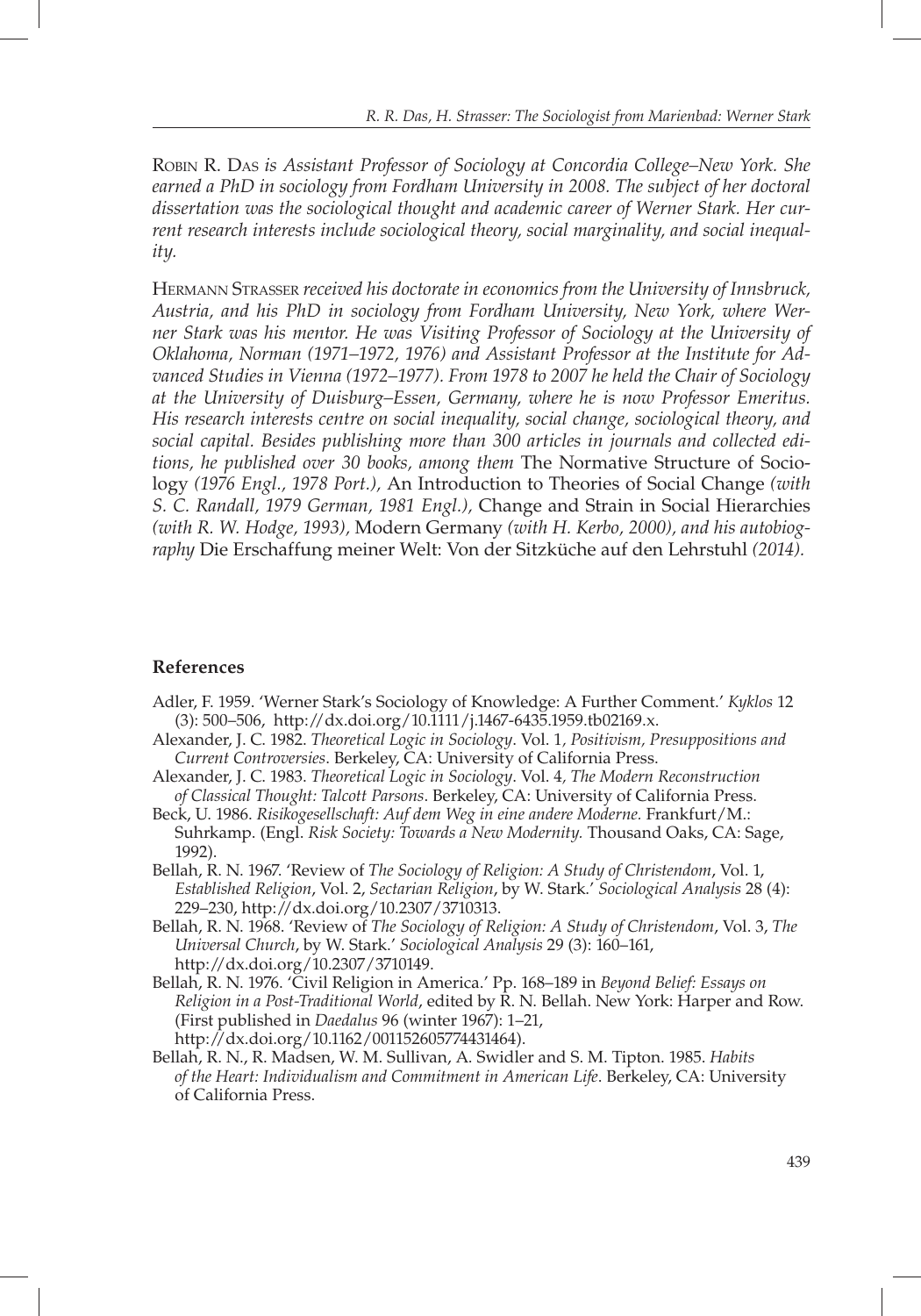Robin R. Das *is Assistant Professor of Sociology at Concordia College–New York. She earned a PhD in sociology from Fordham University in 2008. The subject of her doctoral dissertation was the sociological thought and academic career of Werner Stark. Her current research interests include sociological theory, social marginality, and social inequality.*

Hermann Strasser *received his doctorate in economics from the University of Innsbruck, Austria, and his PhD in sociology from Fordham University, New York, where Werner Stark was his mentor. He was Visiting Professor of Sociology at the University of Oklahoma, Norman (1971–1972, 1976) and Assistant Professor at the Institute for Advanced Studies in Vienna (1972–1977). From 1978 to 2007 he held the Chair of Sociology at the University of Duisburg–Essen, Germany, where he is now Professor Emeritus. His research interests centre on social inequality, social change, sociological theory, and social capital. Besides publishing more than 300 articles in journals and collected editions, he published over 30 books, among them* The Normative Structure of Sociology *(1976 Engl., 1978 Port.),* An Introduction to Theories of Social Change *(with S. C. Randall, 1979 German, 1981 Engl.),* Change and Strain in Social Hierarchies *(with R. W. Hodge, 1993),* Modern Germany *(with H. Kerbo, 2000), and his autobiography* Die Erschaffung meiner Welt: Von der Sitzküche auf den Lehrstuhl *(2014).*

## References

Adler, F. 1959. 'Werner Stark's Sociology of Knowledge: A Further Comment.' *Kyklos* 12 (3): 500–506, http://dx.doi.org/10.1111/j.1467-6435.1959.tb02169.x.

Alexander, J. C. 1982. *Theoretical Logic in Sociology*. Vol. 1, *Positivism, Presuppositions and Current Controversies*. Berkeley, CA: University of California Press.

Alexander, J. C. 1983. *Theoretical Logic in Sociology*. Vol. 4, *The Modern Reconstruction of Classical Thought: Talcott Parsons*. Berkeley, CA: University of California Press.

Beck, U. 1986. *Risikogesellschaft: Auf dem Weg in eine andere Moderne.* Frankfurt/M.: Suhrkamp. (Engl. *Risk Society: Towards a New Modernity.* Thousand Oaks, CA: Sage, 1992).

Bellah, R. N. 1967. 'Review of *The Sociology of Religion: A Study of Christendom*, Vol. 1, *Established Religion*, Vol. 2, *Sectarian Religion*, by W. Stark.' *Sociological Analysis* 28 (4): 229–230, http://dx.doi.org/10.2307/3710313.

Bellah, R. N. 1968. 'Review of *The Sociology of Religion: A Study of Christendom*, Vol. 3, *The Universal Church*, by W. Stark.' *Sociological Analysis* 29 (3): 160–161, http://dx.doi.org/10.2307/3710149.

Bellah, R. N. 1976. 'Civil Religion in America.' Pp. 168–189 in *Beyond Belief: Essays on Religion in a Post-Traditional World*, edited by R. N. Bellah. New York: Harper and Row. (First published in *Daedalus* 96 (winter 1967): 1–21, http://dx.doi.org/10.1162/001152605774431464).

Bellah, R. N., R. Madsen, W. M. Sullivan, A. Swidler and S. M. Tipton. 1985. *Habits of the Heart: Individualism and Commitment in American Life*. Berkeley, CA: University of California Press.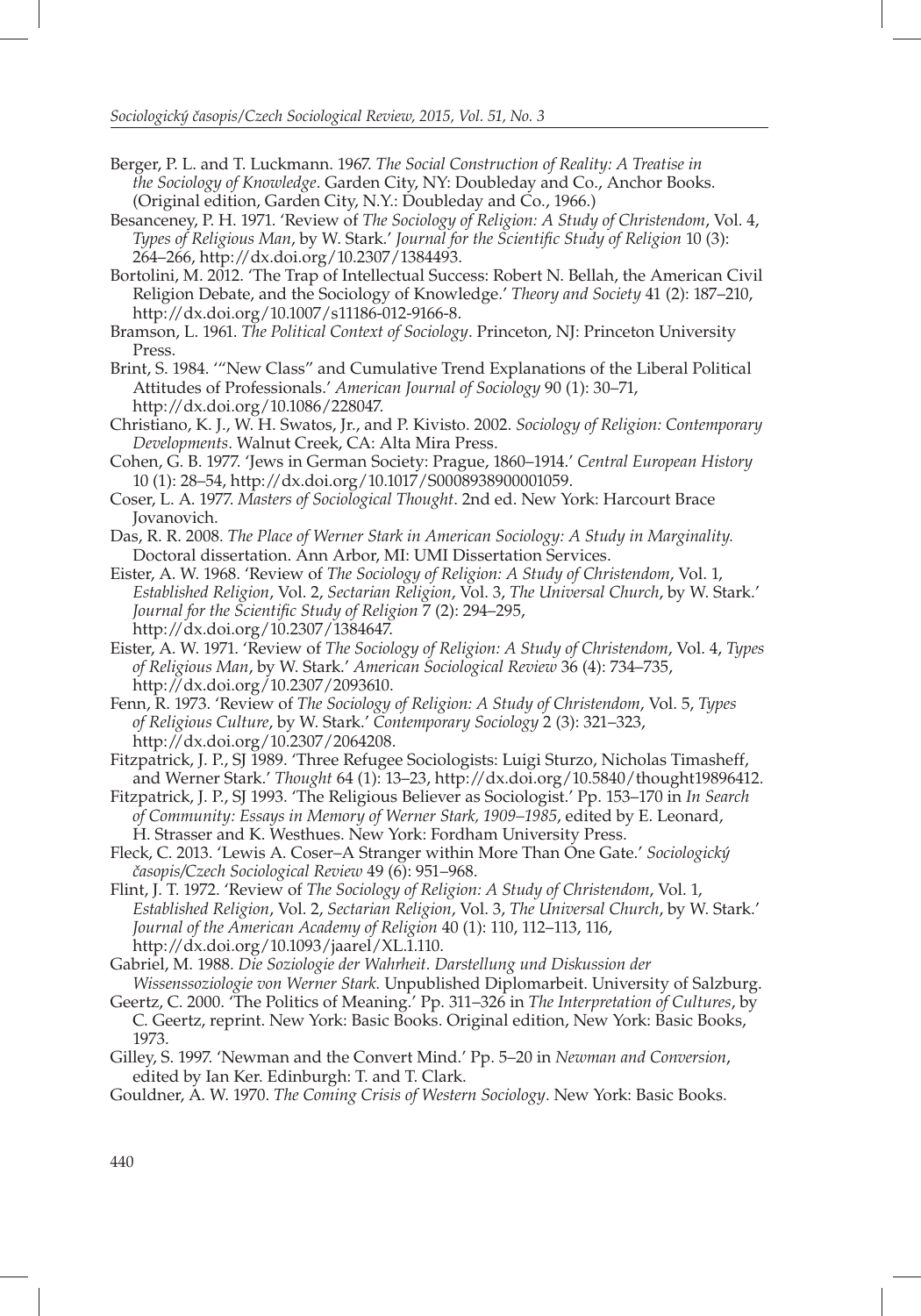Berger, P. L. and T. Luckmann. 1967. *The Social Construction of Reality: A Treatise in the Sociology of Knowledge*. Garden City, NY: Doubleday and Co., Anchor Books. (Original edition, Garden City, N.Y.: Doubleday and Co., 1966.)

Besanceney, P. H. 1971. 'Review of *The Sociology of Religion: A Study of Christendom*, Vol. 4, *Types of Religious Man*, by W. Stark.' *Journal for the Scientific Study of Religion* 10 (3): 264–266, http://dx.doi.org/10.2307/1384493.

Bortolini, M. 2012. 'The Trap of Intellectual Success: Robert N. Bellah, the American Civil Religion Debate, and the Sociology of Knowledge.' *Theory and Society* 41 (2): 187–210, http://dx.doi.org/10.1007/s11186-012-9166-8.

Bramson, L. 1961. *The Political Context of Sociology*. Princeton, NJ: Princeton University Press.

Brint, S. 1984. '"New Class" and Cumulative Trend Explanations of the Liberal Political Attitudes of Professionals.' *American Journal of Sociology* 90 (1): 30–71, http://dx.doi.org/10.1086/228047.

Christiano, K. J., W. H. Swatos, Jr., and P. Kivisto. 2002. *Sociology of Religion: Contemporary Developments*. Walnut Creek, CA: Alta Mira Press.

Cohen, G. B. 1977. 'Jews in German Society: Prague, 1860–1914.' *Central European History* 10 (1): 28–54, http://dx.doi.org/10.1017/S0008938900001059.

Coser, L. A. 1977. *Masters of Sociological Thought*. 2nd ed. New York: Harcourt Brace Jovanovich.

Das, R. R. 2008. *The Place of Werner Stark in American Sociology: A Study in Marginality.* Doctoral dissertation. Ann Arbor, MI: UMI Dissertation Services.

Eister, A. W. 1968. 'Review of *The Sociology of Religion: A Study of Christendom*, Vol. 1, *Established Religion*, Vol. 2, *Sectarian Religion*, Vol. 3, *The Universal Church*, by W. Stark.' *Journal for the Scientific Study of Religion* 7 (2): 294–295, http://dx.doi.org/10.2307/1384647.

Eister, A. W. 1971. 'Review of *The Sociology of Religion: A Study of Christendom*, Vol. 4, *Types of Religious Man*, by W. Stark.' *American Sociological Review* 36 (4): 734–735, http://dx.doi.org/10.2307/2093610.

Fenn, R. 1973. 'Review of *The Sociology of Religion: A Study of Christendom*, Vol. 5, *Types of Religious Culture*, by W. Stark.' *Contemporary Sociology* 2 (3): 321–323, http://dx.doi.org/10.2307/2064208.

Fitzpatrick, J. P., SJ 1989. 'Three Refugee Sociologists: Luigi Sturzo, Nicholas Timasheff, and Werner Stark.' *Thought* 64 (1): 13–23, http://dx.doi.org/10.5840/thought19896412.

Fitzpatrick, J. P., SJ 1993. 'The Religious Believer as Sociologist.' Pp. 153–170 in *In Search of Community: Essays in Memory of Werner Stark, 1909–1985*, edited by E. Leonard, H. Strasser and K. Westhues. New York: Fordham University Press.

Fleck, C. 2013. 'Lewis A. Coser–A Stranger within More Than One Gate.' *Sociologický časopis/Czech Sociological Review* 49 (6): 951–968.

Flint, J. T. 1972. 'Review of *The Sociology of Religion: A Study of Christendom*, Vol. 1, *Established Religion*, Vol. 2, *Sectarian Religion*, Vol. 3, *The Universal Church*, by W. Stark.' *Journal of the American Academy of Religion* 40 (1): 110, 112–113, 116, http://dx.doi.org/10.1093/jaarel/XL.1.110.

Gabriel, M. 1988. *Die Soziologie der Wahrheit. Darstellung und Diskussion der Wissenssoziologie von Werner Stark.* Unpublished Diplomarbeit. University of Salzburg.

Geertz, C. 2000. 'The Politics of Meaning.' Pp. 311–326 in *The Interpretation of Cultures*, by C. Geertz, reprint. New York: Basic Books. Original edition, New York: Basic Books, 1973.

Gilley, S. 1997. 'Newman and the Convert Mind.' Pp. 5–20 in *Newman and Conversion*, edited by Ian Ker. Edinburgh: T. and T. Clark.

Gouldner, A. W. 1970. *The Coming Crisis of Western Sociology*. New York: Basic Books.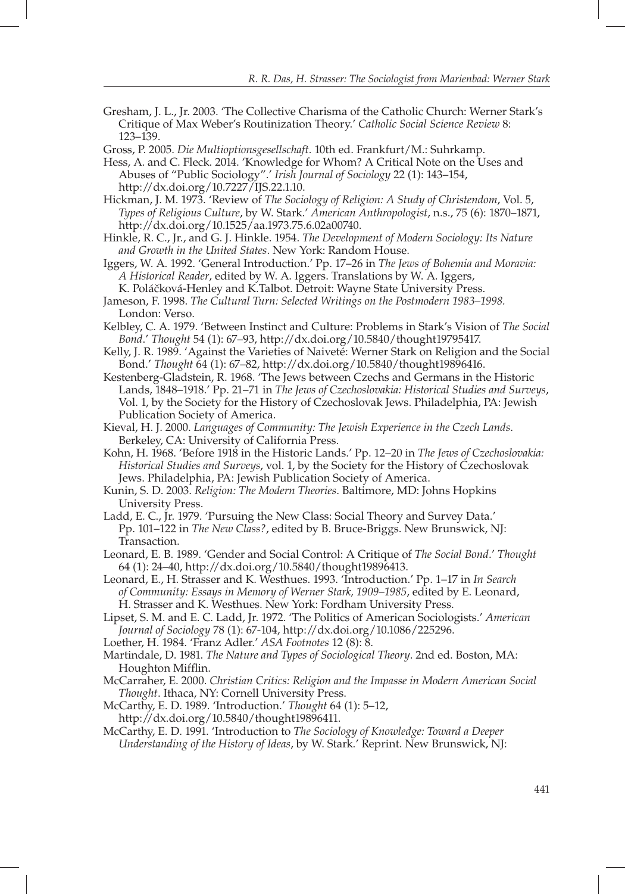Gresham, J. L., Jr. 2003. 'The Collective Charisma of the Catholic Church: Werner Stark's Critique of Max Weber's Routinization Theory.' *Catholic Social Science Review* 8: 123–139.

Gross, P. 2005. *Die Multioptionsgesellschaft.* 10th ed. Frankfurt/M.: Suhrkamp.

Hess, A. and C. Fleck. 2014. 'Knowledge for Whom? A Critical Note on the Uses and Abuses of "Public Sociology".' *Irish Journal of Sociology* 22 (1): 143–154, http://dx.doi.org/10.7227/IJS.22.1.10.

Hickman, J. M. 1973. 'Review of *The Sociology of Religion: A Study of Christendom*, Vol. 5, *Types of Religious Culture*, by W. Stark.' *American Anthropologist*, n.s., 75 (6): 1870–1871, http://dx.doi.org/10.1525/aa.1973.75.6.02a00740.

Hinkle, R. C., Jr., and G. J. Hinkle. 1954. *The Development of Modern Sociology: Its Nature and Growth in the United States*. New York: Random House.

Iggers, W. A. 1992. 'General Introduction.' Pp. 17–26 in *The Jews of Bohemia and Moravia: A Historical Reader*, edited by W. A. Iggers. Translations by W. A. Iggers, K. Poláčková-Henley and K.Talbot. Detroit: Wayne State University Press.

Jameson, F. 1998. *The Cultural Turn: Selected Writings on the Postmodern 1983–1998.* London: Verso.

Kelbley, C. A. 1979. 'Between Instinct and Culture: Problems in Stark's Vision of *The Social Bond*.' *Thought* 54 (1): 67–93, http://dx.doi.org/10.5840/thought19795417.

Kelly, J. R. 1989. 'Against the Varieties of Naiveté: Werner Stark on Religion and the Social Bond.' *Thought* 64 (1): 67–82, http://dx.doi.org/10.5840/thought19896416.

Kestenberg-Gladstein, R. 1968. 'The Jews between Czechs and Germans in the Historic Lands, 1848–1918.' Pp. 21–71 in *The Jews of Czechoslovakia: Historical Studies and Surveys*, Vol. 1, by the Society for the History of Czechoslovak Jews. Philadelphia, PA: Jewish Publication Society of America.

Kieval, H. J. 2000. *Languages of Community: The Jewish Experience in the Czech Lands.* Berkeley, CA: University of California Press.

Kohn, H. 1968. 'Before 1918 in the Historic Lands.' Pp. 12–20 in *The Jews of Czechoslovakia: Historical Studies and Surveys*, vol. 1, by the Society for the History of Czechoslovak Jews. Philadelphia, PA: Jewish Publication Society of America.

Kunin, S. D. 2003. *Religion: The Modern Theories*. Baltimore, MD: Johns Hopkins University Press.

Ladd, E. C., Jr. 1979. 'Pursuing the New Class: Social Theory and Survey Data.' Pp. 101–122 in *The New Class?*, edited by B. Bruce-Briggs. New Brunswick, NJ: Transaction.

Leonard, E. B. 1989. 'Gender and Social Control: A Critique of *The Social Bond*.' *Thought* 64 (1): 24–40, http://dx.doi.org/10.5840/thought19896413.

Leonard, E., H. Strasser and K. Westhues. 1993. 'Introduction.' Pp. 1–17 in *In Search of Community: Essays in Memory of Werner Stark, 1909–1985*, edited by E. Leonard, H. Strasser and K. Westhues. New York: Fordham University Press.

Lipset, S. M. and E. C. Ladd, Jr. 1972. 'The Politics of American Sociologists.' *American Journal of Sociology* 78 (1): 67-104, http://dx.doi.org/10.1086/225296.

Loether, H. 1984. 'Franz Adler.' *ASA Footnotes* 12 (8): 8.

Martindale, D. 1981. *The Nature and Types of Sociological Theory*. 2nd ed. Boston, MA: Houghton Mifflin.

McCarraher, E. 2000. *Christian Critics: Religion and the Impasse in Modern American Social Thought*. Ithaca, NY: Cornell University Press.

McCarthy, E. D. 1989. 'Introduction.' *Thought* 64 (1): 5–12, http://dx.doi.org/10.5840/thought19896411.

McCarthy, E. D. 1991. 'Introduction to *The Sociology of Knowledge: Toward a Deeper Understanding of the History of Ideas*, by W. Stark.' Reprint. New Brunswick, NJ: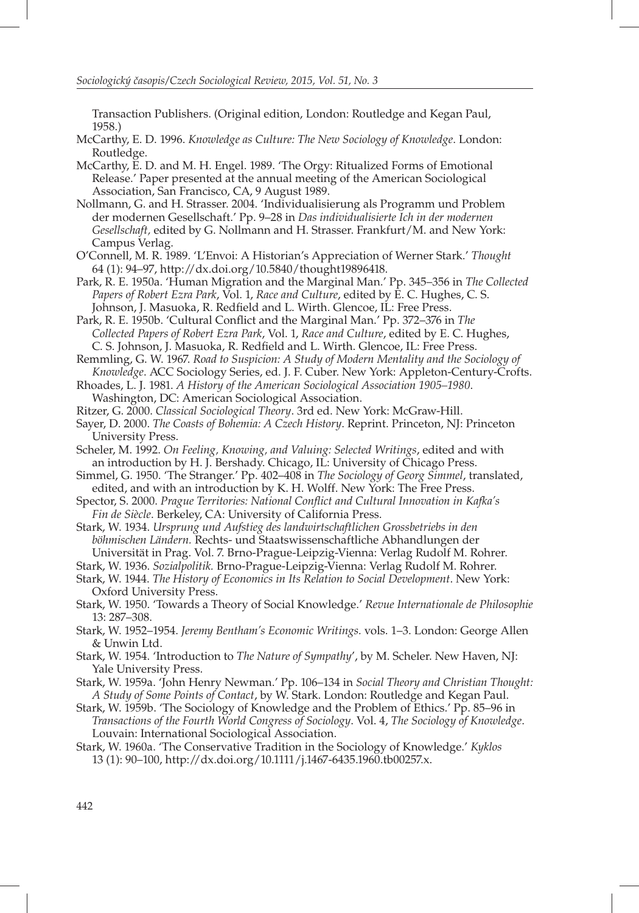Transaction Publishers. (Original edition, London: Routledge and Kegan Paul, 1958.)

McCarthy, E. D. 1996. *Knowledge as Culture: The New Sociology of Knowledge*. London: Routledge.

McCarthy, E. D. and M. H. Engel. 1989. 'The Orgy: Ritualized Forms of Emotional Release.' Paper presented at the annual meeting of the American Sociological Association, San Francisco, CA, 9 August 1989.

Nollmann, G. and H. Strasser. 2004. 'Individualisierung als Programm und Problem der modernen Gesellschaft.' Pp. 9–28 in *Das individualisierte Ich in der modernen Gesellschaft,* edited by G. Nollmann and H. Strasser. Frankfurt/M. and New York: Campus Verlag.

O'Connell, M. R. 1989. 'L'Envoi: A Historian's Appreciation of Werner Stark.' *Thought* 64 (1): 94–97, http://dx.doi.org/10.5840/thought19896418.

Park, R. E. 1950a. 'Human Migration and the Marginal Man.' Pp. 345–356 in *The Collected Papers of Robert Ezra Park*, Vol. 1, *Race and Culture*, edited by E. C. Hughes, C. S. Johnson, J. Masuoka, R. Redfield and L. Wirth. Glencoe, IL: Free Press.

Park, R. E. 1950b. 'Cultural Conflict and the Marginal Man.' Pp. 372–376 in *The Collected Papers of Robert Ezra Park*, Vol. 1, *Race and Culture*, edited by E. C. Hughes, C. S. Johnson, J. Masuoka, R. Redfield and L. Wirth. Glencoe, IL: Free Press.

Remmling, G. W. 1967. *Road to Suspicion: A Study of Modern Mentality and the Sociology of Knowledge*. ACC Sociology Series, ed. J. F. Cuber. New York: Appleton-Century-Crofts.

Rhoades, L. J. 1981. *A History of the American Sociological Association 1905–1980*. Washington, DC: American Sociological Association.

Ritzer, G. 2000. *Classical Sociological Theory*. 3rd ed. New York: McGraw-Hill.

Sayer, D. 2000. *The Coasts of Bohemia: A Czech History*. Reprint. Princeton, NJ: Princeton University Press.

Scheler, M. 1992. *On Feeling, Knowing, and Valuing: Selected Writings*, edited and with an introduction by H. J. Bershady. Chicago, IL: University of Chicago Press.

Simmel, G. 1950. 'The Stranger.' Pp. 402–408 in *The Sociology of Georg Simmel*, translated, edited, and with an introduction by K. H. Wolff. New York: The Free Press.

Spector, S. 2000. *Prague Territories: National Conflict and Cultural Innovation in Kafka's Fin de Siècle*. Berkeley, CA: University of California Press.

Stark, W. 1934. *Ursprung und Aufstieg des landwirtschaftlichen Grossbetriebs in den böhmischen Ländern.* Rechts- und Staatswissenschaftliche Abhandlungen der Universität in Prag. Vol. 7. Brno-Prague-Leipzig-Vienna: Verlag Rudolf M. Rohrer.

Stark, W. 1936. *Sozialpolitik.* Brno-Prague-Leipzig-Vienna: Verlag Rudolf M. Rohrer.

Stark, W. 1944. *The History of Economics in Its Relation to Social Development*. New York: Oxford University Press.

Stark, W. 1950. 'Towards a Theory of Social Knowledge.' *Revue Internationale de Philosophie* 13: 287–308.

Stark, W. 1952–1954. *Jeremy Bentham's Economic Writings.* vols. 1–3. London: George Allen & Unwin Ltd.

Stark, W. 1954. 'Introduction to *The Nature of Sympathy*', by M. Scheler. New Haven, NJ: Yale University Press.

Stark, W. 1959a. 'John Henry Newman.' Pp. 106–134 in *Social Theory and Christian Thought: A Study of Some Points of Contact*, by W. Stark. London: Routledge and Kegan Paul.

Stark, W. 1959b. 'The Sociology of Knowledge and the Problem of Ethics.' Pp. 85–96 in *Transactions of the Fourth World Congress of Sociology*. Vol. 4, *The Sociology of Knowledge*. Louvain: International Sociological Association.

Stark, W. 1960a. 'The Conservative Tradition in the Sociology of Knowledge.' *Kyklos* 13 (1): 90–100, http://dx.doi.org/10.1111/j.1467-6435.1960.tb00257.x.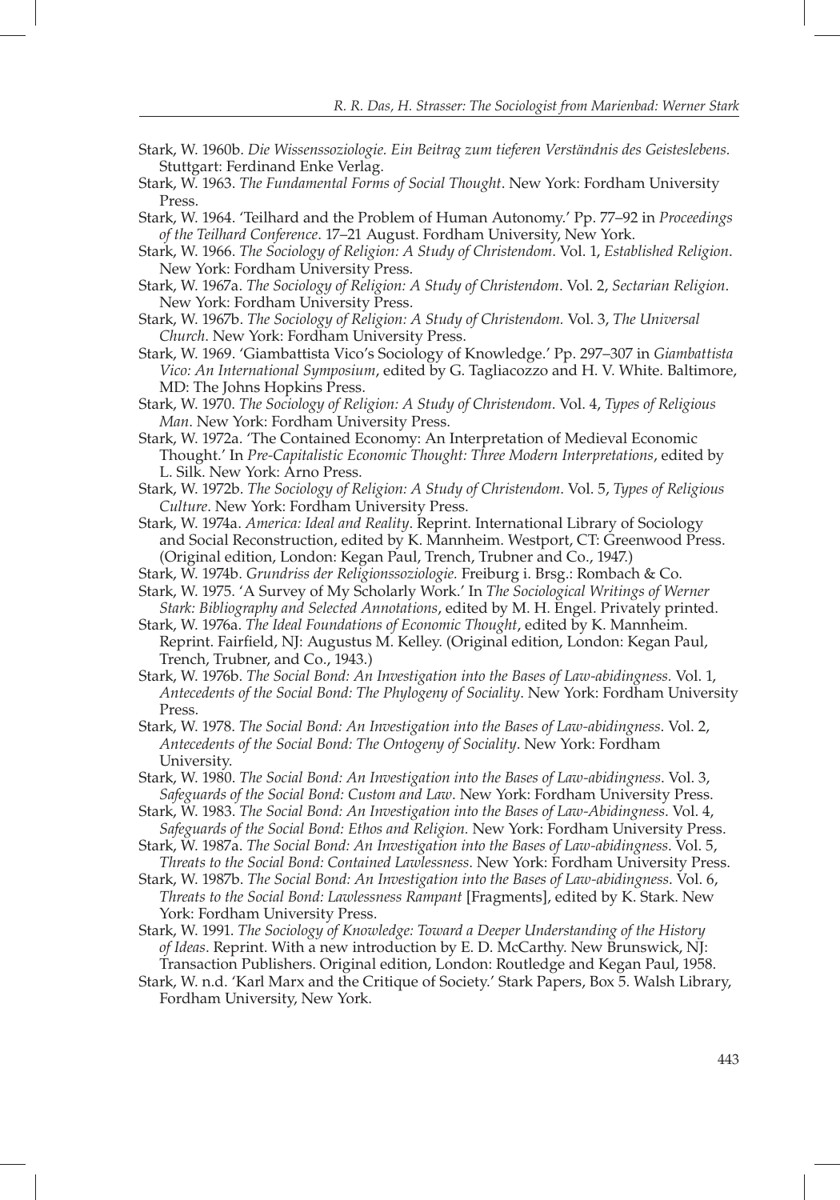Stark, W. 1960b. *Die Wissenssoziologie. Ein Beitrag zum tieferen Verständnis des Geisteslebens.* Stuttgart: Ferdinand Enke Verlag.

Stark, W. 1963. *The Fundamental Forms of Social Thought*. New York: Fordham University Press.

Stark, W. 1964. 'Teilhard and the Problem of Human Autonomy.' Pp. 77–92 in *Proceedings of the Teilhard Conference*. 17–21 August. Fordham University, New York.

Stark, W. 1966. *The Sociology of Religion: A Study of Christendom*. Vol. 1, *Established Religion*. New York: Fordham University Press.

Stark, W. 1967a. *The Sociology of Religion: A Study of Christendom*. Vol. 2, *Sectarian Religion*. New York: Fordham University Press.

Stark, W. 1967b. *The Sociology of Religion: A Study of Christendom.* Vol. 3, *The Universal Church*. New York: Fordham University Press.

Stark, W. 1969. 'Giambattista Vico's Sociology of Knowledge.' Pp. 297–307 in *Giambattista Vico: An International Symposium*, edited by G. Tagliacozzo and H. V. White. Baltimore, MD: The Johns Hopkins Press.

Stark, W. 1970. *The Sociology of Religion: A Study of Christendom*. Vol. 4, *Types of Religious Man*. New York: Fordham University Press.

Stark, W. 1972a. 'The Contained Economy: An Interpretation of Medieval Economic Thought.' In *Pre-Capitalistic Economic Thought: Three Modern Interpretations*, edited by L. Silk. New York: Arno Press.

Stark, W. 1972b. *The Sociology of Religion: A Study of Christendom*. Vol. 5, *Types of Religious Culture*. New York: Fordham University Press.

Stark, W. 1974a. *America: Ideal and Reality*. Reprint. International Library of Sociology and Social Reconstruction, edited by K. Mannheim. Westport, CT: Greenwood Press. (Original edition, London: Kegan Paul, Trench, Trubner and Co., 1947.)

Stark, W. 1974b. *Grundriss der Religionssoziologie.* Freiburg i. Brsg.: Rombach & Co.

Stark, W. 1975. 'A Survey of My Scholarly Work.' In *The Sociological Writings of Werner Stark: Bibliography and Selected Annotations*, edited by M. H. Engel. Privately printed.

Stark, W. 1976a. *The Ideal Foundations of Economic Thought*, edited by K. Mannheim. Reprint. Fairfield, NJ: Augustus M. Kelley. (Original edition, London: Kegan Paul, Trench, Trubner, and Co., 1943.)

Stark, W. 1976b. *The Social Bond: An Investigation into the Bases of Law-abidingness.* Vol. 1, *Antecedents of the Social Bond: The Phylogeny of Sociality*. New York: Fordham University Press.

Stark, W. 1978. *The Social Bond: An Investigation into the Bases of Law-abidingness*. Vol. 2, *Antecedents of the Social Bond: The Ontogeny of Sociality*. New York: Fordham University.

Stark, W. 1980. *The Social Bond: An Investigation into the Bases of Law-abidingness*. Vol. 3, *Safeguards of the Social Bond: Custom and Law*. New York: Fordham University Press.

Stark, W. 1983. *The Social Bond: An Investigation into the Bases of Law-Abidingness*. Vol. 4, *Safeguards of the Social Bond: Ethos and Religion.* New York: Fordham University Press.

Stark, W. 1987a. *The Social Bond: An Investigation into the Bases of Law-abidingness*. Vol. 5, *Threats to the Social Bond: Contained Lawlessness*. New York: Fordham University Press.

Stark, W. 1987b. *The Social Bond: An Investigation into the Bases of Law-abidingness*. Vol. 6, *Threats to the Social Bond: Lawlessness Rampant* [Fragments], edited by K. Stark. New York: Fordham University Press.

Stark, W. 1991. *The Sociology of Knowledge: Toward a Deeper Understanding of the History of Ideas*. Reprint. With a new introduction by E. D. McCarthy. New Brunswick, NJ: Transaction Publishers. Original edition, London: Routledge and Kegan Paul, 1958.

Stark, W. n.d. 'Karl Marx and the Critique of Society.' Stark Papers, Box 5. Walsh Library, Fordham University, New York.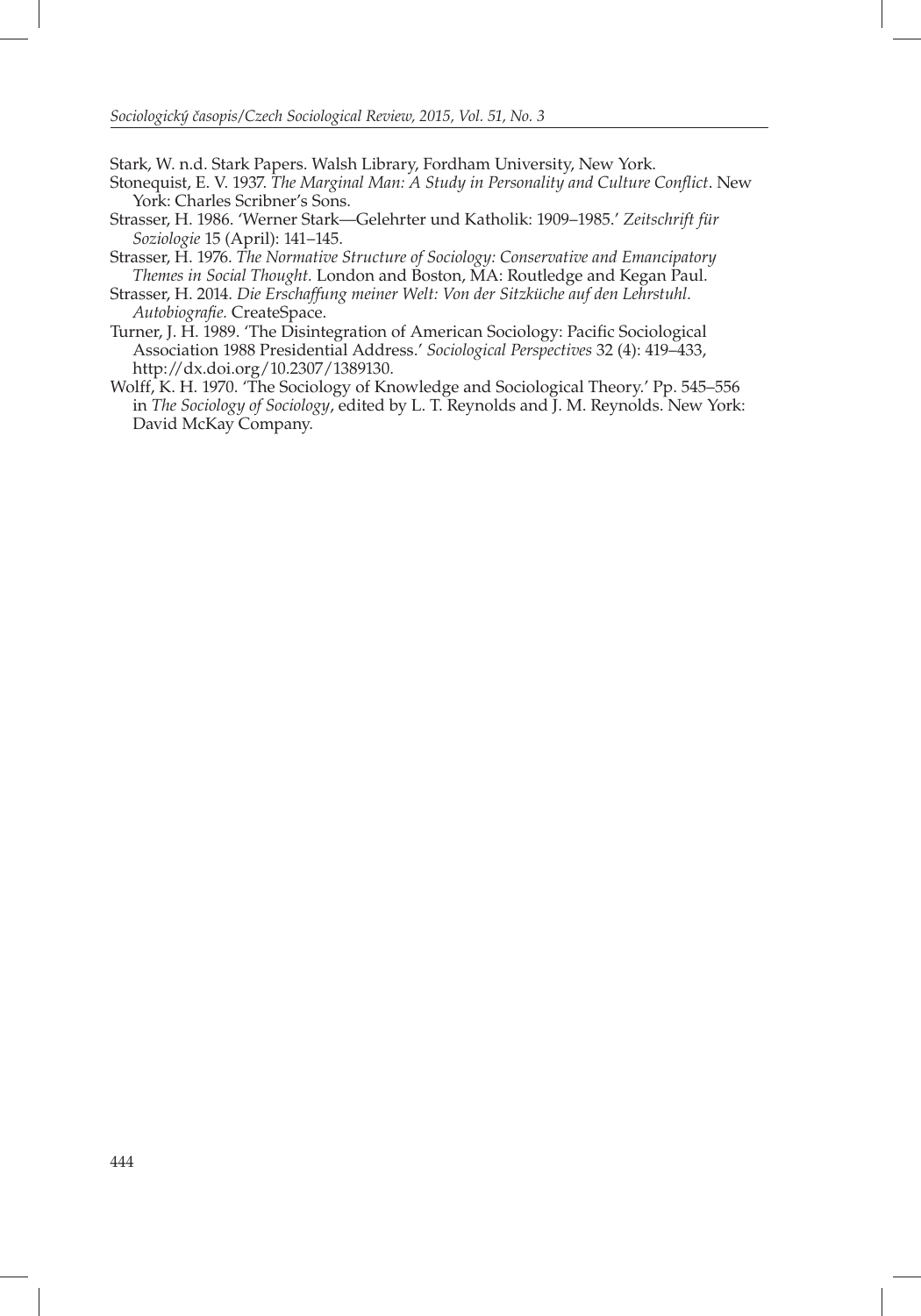Stark, W. n.d. Stark Papers. Walsh Library, Fordham University, New York.

Stonequist, E. V. 1937. *The Marginal Man: A Study in Personality and Culture Conflict*. New York: Charles Scribner's Sons.

Strasser, H. 1986. 'Werner Stark—Gelehrter und Katholik: 1909–1985.' *Zeitschrift für Soziologie* 15 (April): 141–145.

Strasser, H. 1976. *The Normative Structure of Sociology: Conservative and Emancipatory Themes in Social Thought.* London and Boston, MA: Routledge and Kegan Paul.

Strasser, H. 2014. *Die Erschaffung meiner Welt: Von der Sitzküche auf den Lehrstuhl. Autobiografie.* CreateSpace.

Turner, J. H. 1989. 'The Disintegration of American Sociology: Pacific Sociological Association 1988 Presidential Address.' *Sociological Perspectives* 32 (4): 419–433, http://dx.doi.org/10.2307/1389130.

Wolff, K. H. 1970. 'The Sociology of Knowledge and Sociological Theory.' Pp. 545–556 in *The Sociology of Sociology*, edited by L. T. Reynolds and J. M. Reynolds. New York: David McKay Company.